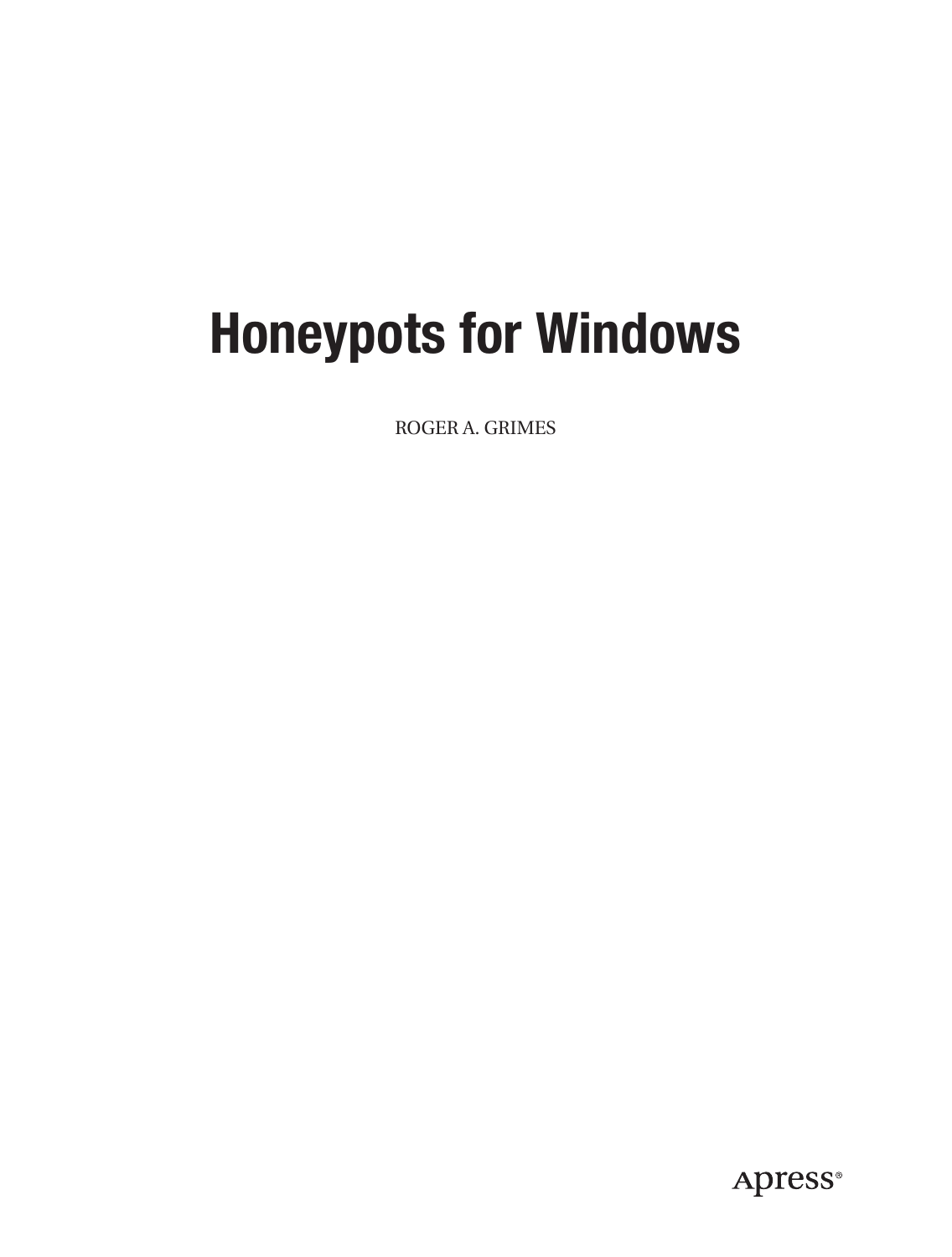# Honeypots for Windows

ROGER A. GRIMES

Apress®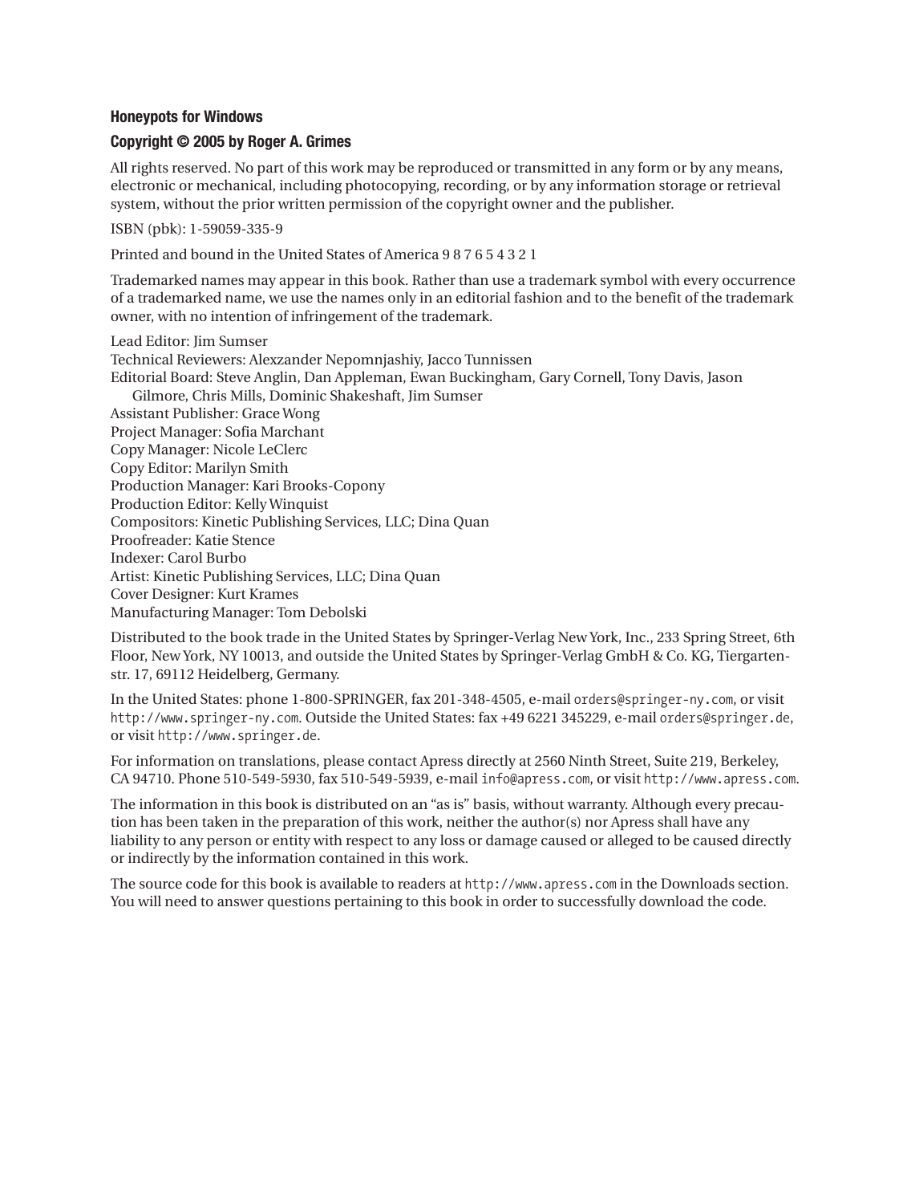**Honeypots for Windows**

**Copyright © 2005 by Roger A. Grimes**

All rights reserved. No part of this work may be reproduced or transmitted in any form or by any means, electronic or mechanical, including photocopying, recording, or by any information storage or retrieval system, without the prior written permission of the copyright owner and the publisher.

ISBN (pbk): 1-59059-335-9

Printed and bound in the United States of America 9 8 7 6 5 4 3 2 1

Trademarked names may appear in this book. Rather than use a trademark symbol with every occurrence of a trademarked name, we use the names only in an editorial fashion and to the benefit of the trademark owner, with no intention of infringement of the trademark.

Lead Editor: Jim Sumser
Technical Reviewers: Alexzander Nepomnjashiy, Jacco Tunnissen
Editorial Board: Steve Anglin, Dan Appleman, Ewan Buckingham, Gary Cornell, Tony Davis, Jason Gilmore, Chris Mills, Dominic Shakeshaft, Jim Sumser
Assistant Publisher: Grace Wong
Project Manager: Sofia Marchant
Copy Manager: Nicole LeClerc
Copy Editor: Marilyn Smith
Production Manager: Kari Brooks-Copony
Production Editor: Kelly Winquist
Compositors: Kinetic Publishing Services, LLC; Dina Quan
Proofreader: Katie Stence
Indexer: Carol Burbo
Artist: Kinetic Publishing Services, LLC; Dina Quan
Cover Designer: Kurt Krames
Manufacturing Manager: Tom Debolski

Distributed to the book trade in the United States by Springer-Verlag New York, Inc., 233 Spring Street, 6th Floor, New York, NY 10013, and outside the United States by Springer-Verlag GmbH & Co. KG, Tiergartenstr. 17, 69112 Heidelberg, Germany.

In the United States: phone 1-800-SPRINGER, fax 201-348-4505, e-mail orders@springer-ny.com, or visit http://www.springer-ny.com. Outside the United States: fax +49 6221 345229, e-mail orders@springer.de, or visit http://www.springer.de.

For information on translations, please contact Apress directly at 2560 Ninth Street, Suite 219, Berkeley, CA 94710. Phone 510-549-5930, fax 510-549-5939, e-mail info@apress.com, or visit http://www.apress.com.

The information in this book is distributed on an "as is" basis, without warranty. Although every precaution has been taken in the preparation of this work, neither the author(s) nor Apress shall have any liability to any person or entity with respect to any loss or damage caused or alleged to be caused directly or indirectly by the information contained in this work.

The source code for this book is available to readers at http://www.apress.com in the Downloads section. You will need to answer questions pertaining to this book in order to successfully download the code.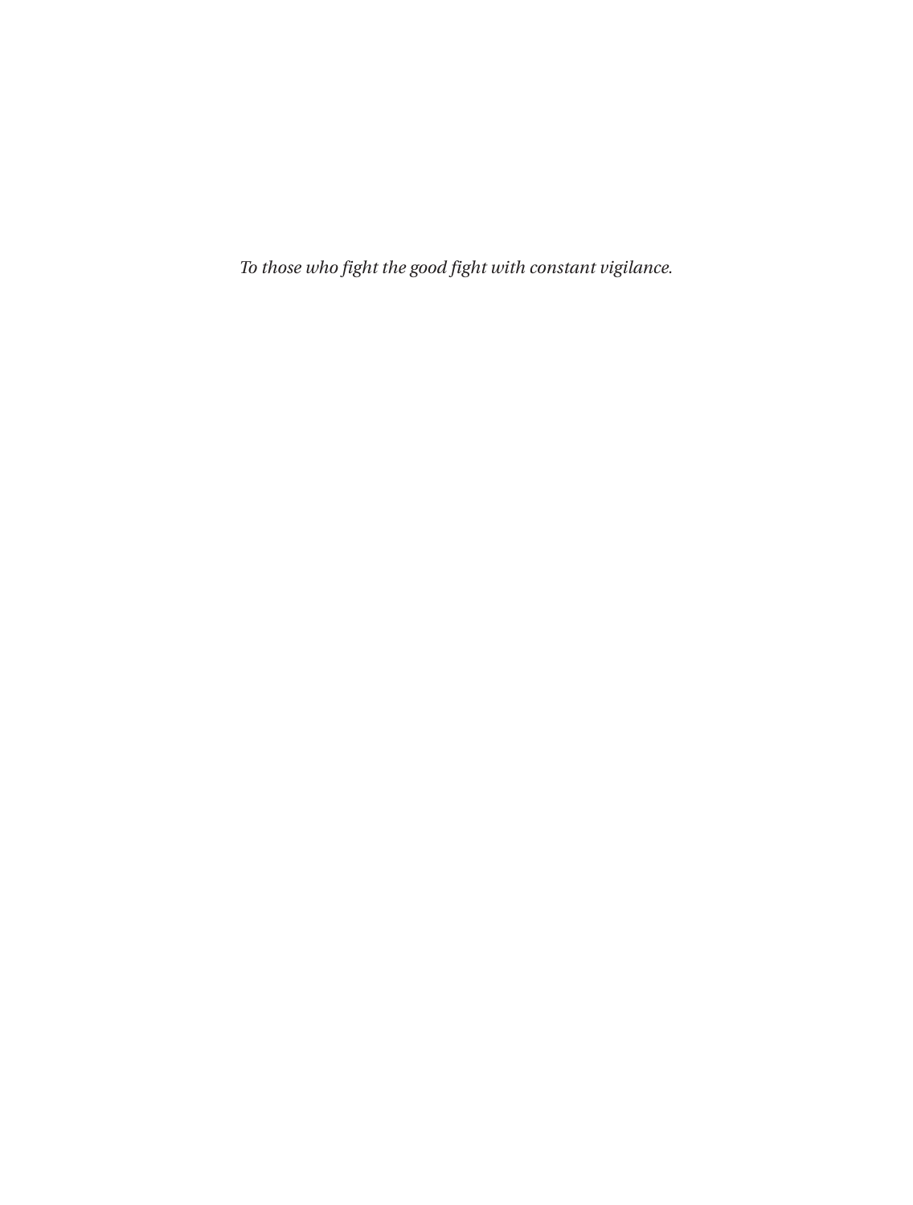*To those who fight the good fight with constant vigilance.*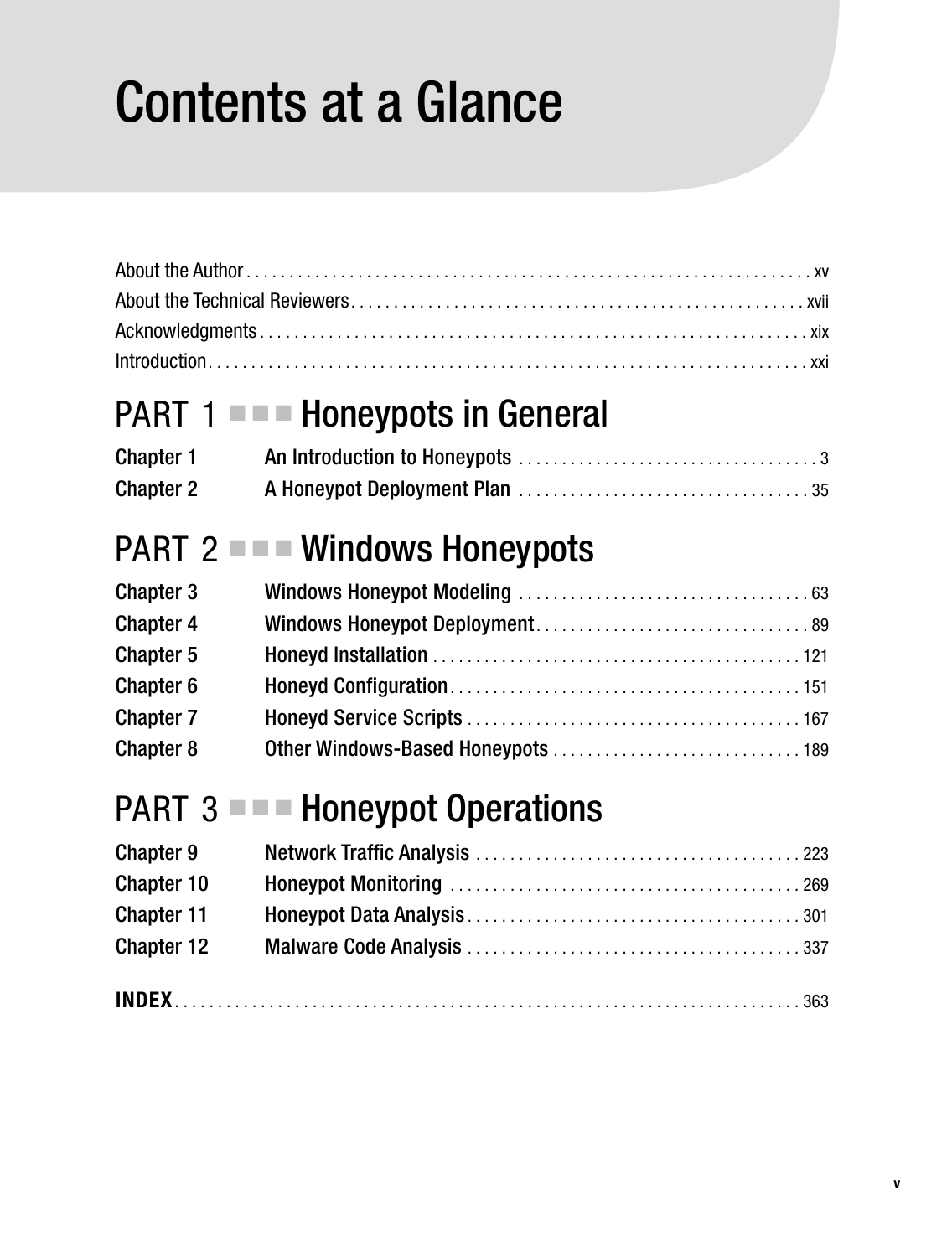# Contents at a Glance

About the Author . . . . . . . . . . . . . . . . . . . . . . . . . . . . . . . . . . . . . . . . . . . . . . . . . . . . . . . . . . . . . . . . xv
About the Technical Reviewers . . . . . . . . . . . . . . . . . . . . . . . . . . . . . . . . . . . . . . . . . . . . . . . . . . . . . xvii
Acknowledgments . . . . . . . . . . . . . . . . . . . . . . . . . . . . . . . . . . . . . . . . . . . . . . . . . . . . . . . . . . . . . . . xix
Introduction . . . . . . . . . . . . . . . . . . . . . . . . . . . . . . . . . . . . . . . . . . . . . . . . . . . . . . . . . . . . . . . . . . . xxi

## PART 1 ■■■ Honeypots in General

**Chapter 1** **An Introduction to Honeypots** . . . . . . . . . . . . . . . . . . . . . . . . . . . . . . . . . . . 3
**Chapter 2** **A Honeypot Deployment Plan** . . . . . . . . . . . . . . . . . . . . . . . . . . . . . . . . . . 35

## PART 2 ■■■ Windows Honeypots

**Chapter 3** **Windows Honeypot Modeling** . . . . . . . . . . . . . . . . . . . . . . . . . . . . . . . . . . 63
**Chapter 4** **Windows Honeypot Deployment** . . . . . . . . . . . . . . . . . . . . . . . . . . . . . . . . 89
**Chapter 5** **Honeyd Installation** . . . . . . . . . . . . . . . . . . . . . . . . . . . . . . . . . . . . . . . . . . 121
**Chapter 6** **Honeyd Configuration** . . . . . . . . . . . . . . . . . . . . . . . . . . . . . . . . . . . . . . . . 151
**Chapter 7** **Honeyd Service Scripts** . . . . . . . . . . . . . . . . . . . . . . . . . . . . . . . . . . . . . . . 167
**Chapter 8** **Other Windows-Based Honeypots** . . . . . . . . . . . . . . . . . . . . . . . . . . . . . 189

## PART 3 ■■■ Honeypot Operations

**Chapter 9** **Network Traffic Analysis** . . . . . . . . . . . . . . . . . . . . . . . . . . . . . . . . . . . . . . 223
**Chapter 10** **Honeypot Monitoring** . . . . . . . . . . . . . . . . . . . . . . . . . . . . . . . . . . . . . . . . . 269
**Chapter 11** **Honeypot Data Analysis** . . . . . . . . . . . . . . . . . . . . . . . . . . . . . . . . . . . . . . . 301
**Chapter 12** **Malware Code Analysis** . . . . . . . . . . . . . . . . . . . . . . . . . . . . . . . . . . . . . . . 337

**INDEX** . . . . . . . . . . . . . . . . . . . . . . . . . . . . . . . . . . . . . . . . . . . . . . . . . . . . . . . . . . . . . . . . . . . . . . . 363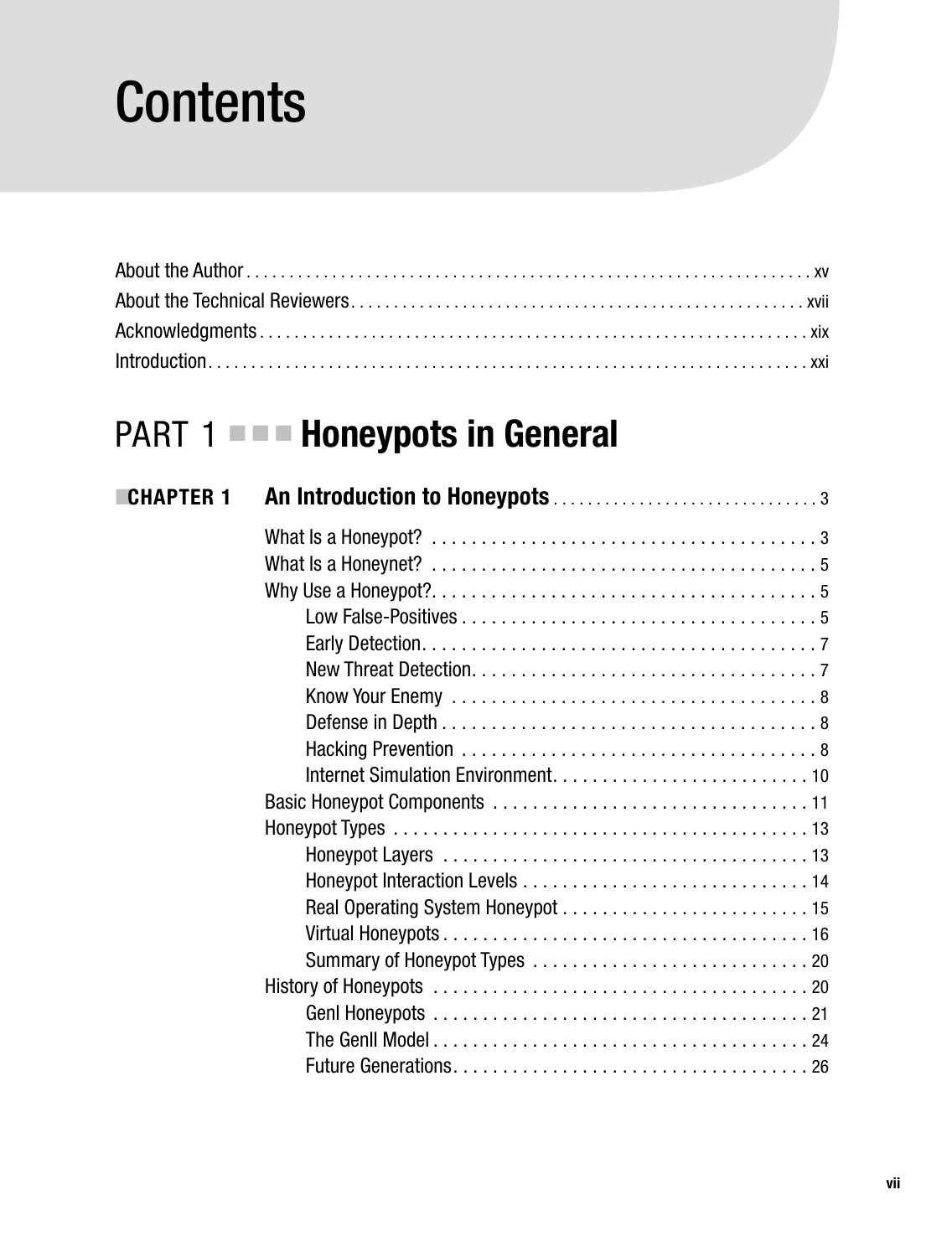# Contents

About the Author . . . . . . . . . . . . . . . . . . . . . . . . . . . . . . . . . . . . . . . . . . . . . . . . . . . . . . . . . . . . . . . . . . xv

About the Technical Reviewers . . . . . . . . . . . . . . . . . . . . . . . . . . . . . . . . . . . . . . . . . . . . . . . . . . . . xvii

Acknowledgments . . . . . . . . . . . . . . . . . . . . . . . . . . . . . . . . . . . . . . . . . . . . . . . . . . . . . . . . . . . . . . . xix

Introduction . . . . . . . . . . . . . . . . . . . . . . . . . . . . . . . . . . . . . . . . . . . . . . . . . . . . . . . . . . . . . . . . . . . . xxi

## PART 1 ■■■ Honeypots in General

### ■CHAPTER 1 An Introduction to Honeypots . . . . . . . . . . . . . . . . . . . . . . . . . . . . . . 3

What Is a Honeypot? . . . . . . . . . . . . . . . . . . . . . . . . . . . . . . . . . . . . . . . . 3

What Is a Honeynet? . . . . . . . . . . . . . . . . . . . . . . . . . . . . . . . . . . . . . . . . 5

Why Use a Honeypot? . . . . . . . . . . . . . . . . . . . . . . . . . . . . . . . . . . . . . . . . 5

- Low False-Positives . . . . . . . . . . . . . . . . . . . . . . . . . . . . . . . . . . . . . 5
- Early Detection . . . . . . . . . . . . . . . . . . . . . . . . . . . . . . . . . . . . . . . . . 7
- New Threat Detection . . . . . . . . . . . . . . . . . . . . . . . . . . . . . . . . . . . 7
- Know Your Enemy . . . . . . . . . . . . . . . . . . . . . . . . . . . . . . . . . . . . . 8
- Defense in Depth . . . . . . . . . . . . . . . . . . . . . . . . . . . . . . . . . . . . . . . 8
- Hacking Prevention . . . . . . . . . . . . . . . . . . . . . . . . . . . . . . . . . . . . . 8
- Internet Simulation Environment . . . . . . . . . . . . . . . . . . . . . . . . . . 10

Basic Honeypot Components . . . . . . . . . . . . . . . . . . . . . . . . . . . . . . . . 11

Honeypot Types . . . . . . . . . . . . . . . . . . . . . . . . . . . . . . . . . . . . . . . . . . . 13

- Honeypot Layers . . . . . . . . . . . . . . . . . . . . . . . . . . . . . . . . . . . . . . 13
- Honeypot Interaction Levels . . . . . . . . . . . . . . . . . . . . . . . . . . . . . 14
- Real Operating System Honeypot . . . . . . . . . . . . . . . . . . . . . . . . . 15
- Virtual Honeypots . . . . . . . . . . . . . . . . . . . . . . . . . . . . . . . . . . . . . 16
- Summary of Honeypot Types . . . . . . . . . . . . . . . . . . . . . . . . . . . . 20

History of Honeypots . . . . . . . . . . . . . . . . . . . . . . . . . . . . . . . . . . . . . . . 20

- GenI Honeypots . . . . . . . . . . . . . . . . . . . . . . . . . . . . . . . . . . . . . . 21
- The GenII Model . . . . . . . . . . . . . . . . . . . . . . . . . . . . . . . . . . . . . . 24
- Future Generations . . . . . . . . . . . . . . . . . . . . . . . . . . . . . . . . . . . . 26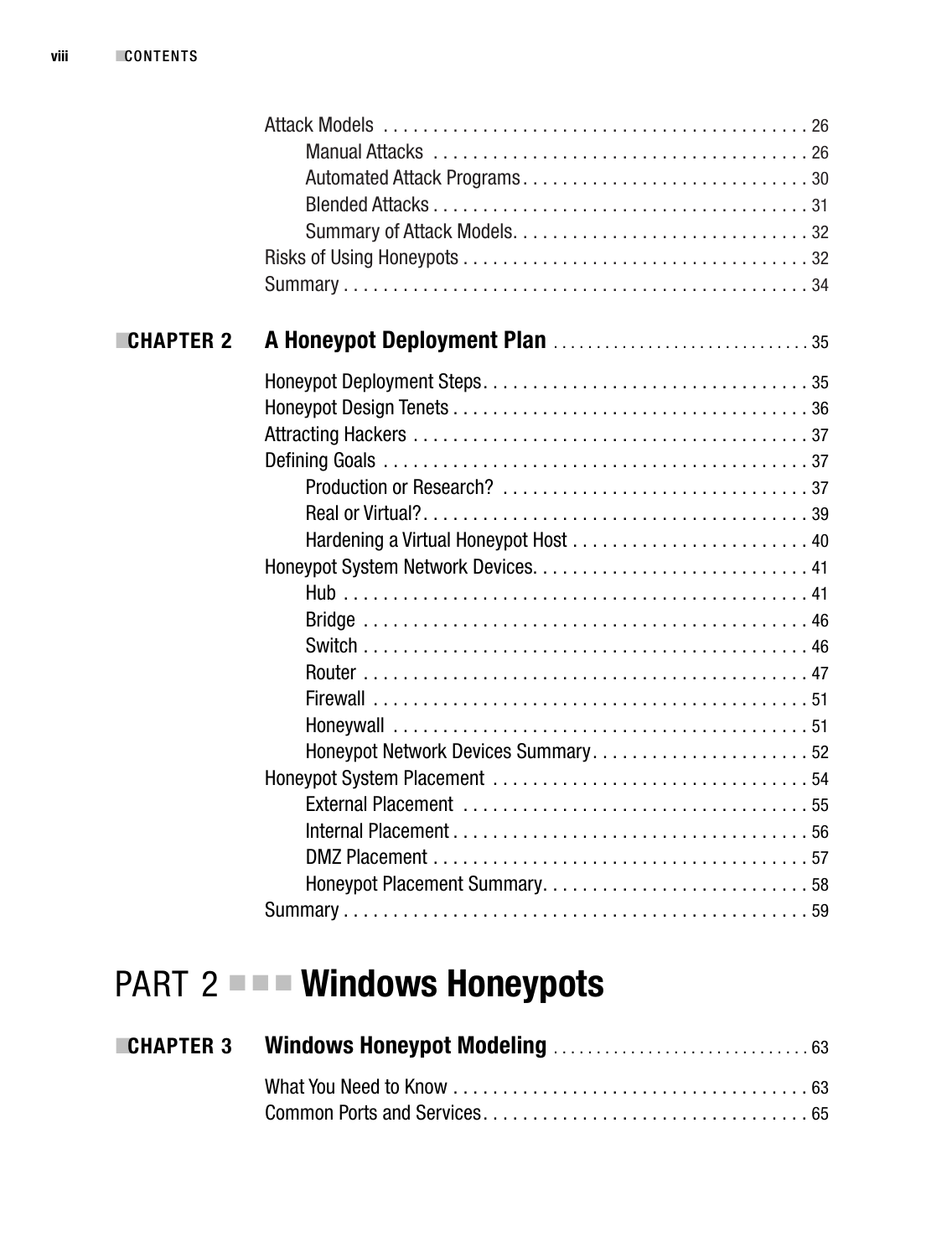Attack Models . . . . . . . . . . . . . . . . . . . . . . . . . . . . . . . . . . . . . . . . . . . 26
- Manual Attacks . . . . . . . . . . . . . . . . . . . . . . . . . . . . . . . . . . . . . . 26
- Automated Attack Programs . . . . . . . . . . . . . . . . . . . . . . . . . . . . . 30
- Blended Attacks . . . . . . . . . . . . . . . . . . . . . . . . . . . . . . . . . . . . . . 31
- Summary of Attack Models. . . . . . . . . . . . . . . . . . . . . . . . . . . . . . 32

Risks of Using Honeypots . . . . . . . . . . . . . . . . . . . . . . . . . . . . . . . . . . . 32
Summary . . . . . . . . . . . . . . . . . . . . . . . . . . . . . . . . . . . . . . . . . . . . . . . 34

## CHAPTER 2 A Honeypot Deployment Plan . . . . . . . . . . . . . . . . . . . . . . . . . . . . 35

Honeypot Deployment Steps. . . . . . . . . . . . . . . . . . . . . . . . . . . . . . . . . 35
Honeypot Design Tenets . . . . . . . . . . . . . . . . . . . . . . . . . . . . . . . . . . . . 36
Attracting Hackers . . . . . . . . . . . . . . . . . . . . . . . . . . . . . . . . . . . . . . . . 37
Defining Goals . . . . . . . . . . . . . . . . . . . . . . . . . . . . . . . . . . . . . . . . . . . 37
- Production or Research? . . . . . . . . . . . . . . . . . . . . . . . . . . . . . . . 37
- Real or Virtual?. . . . . . . . . . . . . . . . . . . . . . . . . . . . . . . . . . . . . . . 39
- Hardening a Virtual Honeypot Host . . . . . . . . . . . . . . . . . . . . . . . . 40

Honeypot System Network Devices. . . . . . . . . . . . . . . . . . . . . . . . . . . . 41
- Hub . . . . . . . . . . . . . . . . . . . . . . . . . . . . . . . . . . . . . . . . . . . . . . . 41
- Bridge . . . . . . . . . . . . . . . . . . . . . . . . . . . . . . . . . . . . . . . . . . . . . 46
- Switch . . . . . . . . . . . . . . . . . . . . . . . . . . . . . . . . . . . . . . . . . . . . . 46
- Router . . . . . . . . . . . . . . . . . . . . . . . . . . . . . . . . . . . . . . . . . . . . . 47
- Firewall . . . . . . . . . . . . . . . . . . . . . . . . . . . . . . . . . . . . . . . . . . . . 51
- Honeywall . . . . . . . . . . . . . . . . . . . . . . . . . . . . . . . . . . . . . . . . . . 51
- Honeypot Network Devices Summary. . . . . . . . . . . . . . . . . . . . . . 52

Honeypot System Placement . . . . . . . . . . . . . . . . . . . . . . . . . . . . . . . . 54
- External Placement . . . . . . . . . . . . . . . . . . . . . . . . . . . . . . . . . . . 55
- Internal Placement . . . . . . . . . . . . . . . . . . . . . . . . . . . . . . . . . . . . 56
- DMZ Placement . . . . . . . . . . . . . . . . . . . . . . . . . . . . . . . . . . . . . . 57
- Honeypot Placement Summary. . . . . . . . . . . . . . . . . . . . . . . . . . . 58

Summary . . . . . . . . . . . . . . . . . . . . . . . . . . . . . . . . . . . . . . . . . . . . . . . 59

# PART 2 Windows Honeypots

## CHAPTER 3 Windows Honeypot Modeling . . . . . . . . . . . . . . . . . . . . . . . . . . . . 63

What You Need to Know . . . . . . . . . . . . . . . . . . . . . . . . . . . . . . . . . . . . 63
Common Ports and Services. . . . . . . . . . . . . . . . . . . . . . . . . . . . . . . . . 65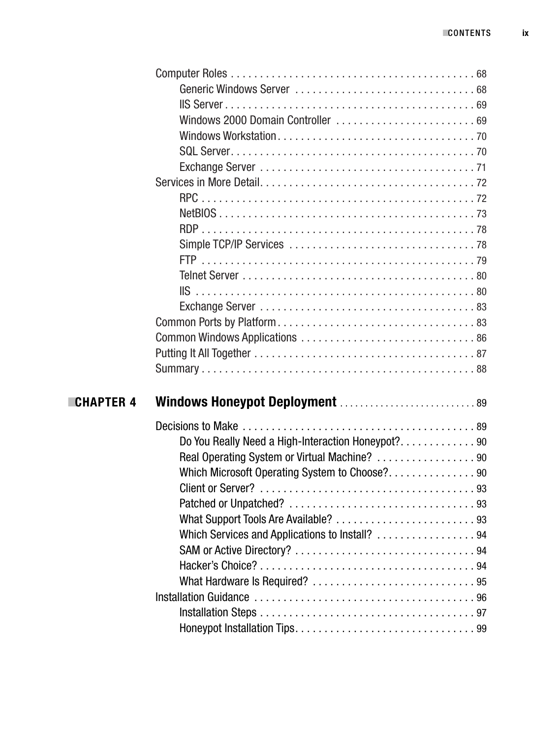Computer Roles . . . . . . . . . . . . . . . . . . . . . . . . . . . . . . . . . . . . . . . . . . 68

- Generic Windows Server . . . . . . . . . . . . . . . . . . . . . . . . . . . . . . . 68
- IIS Server . . . . . . . . . . . . . . . . . . . . . . . . . . . . . . . . . . . . . . . . . . . 69
- Windows 2000 Domain Controller . . . . . . . . . . . . . . . . . . . . . . . . 69
- Windows Workstation . . . . . . . . . . . . . . . . . . . . . . . . . . . . . . . . . . 70
- SQL Server . . . . . . . . . . . . . . . . . . . . . . . . . . . . . . . . . . . . . . . . . . 70
- Exchange Server . . . . . . . . . . . . . . . . . . . . . . . . . . . . . . . . . . . . . 71

Services in More Detail . . . . . . . . . . . . . . . . . . . . . . . . . . . . . . . . . . . . . 72

- RPC . . . . . . . . . . . . . . . . . . . . . . . . . . . . . . . . . . . . . . . . . . . . . . . 72
- NetBIOS . . . . . . . . . . . . . . . . . . . . . . . . . . . . . . . . . . . . . . . . . . . . 73
- RDP . . . . . . . . . . . . . . . . . . . . . . . . . . . . . . . . . . . . . . . . . . . . . . . 78
- Simple TCP/IP Services . . . . . . . . . . . . . . . . . . . . . . . . . . . . . . . . 78
- FTP . . . . . . . . . . . . . . . . . . . . . . . . . . . . . . . . . . . . . . . . . . . . . . . 79
- Telnet Server . . . . . . . . . . . . . . . . . . . . . . . . . . . . . . . . . . . . . . . . . 80
- IIS . . . . . . . . . . . . . . . . . . . . . . . . . . . . . . . . . . . . . . . . . . . . . . . . 80
- Exchange Server . . . . . . . . . . . . . . . . . . . . . . . . . . . . . . . . . . . . . 83

Common Ports by Platform . . . . . . . . . . . . . . . . . . . . . . . . . . . . . . . . . . 83

Common Windows Applications . . . . . . . . . . . . . . . . . . . . . . . . . . . . . . 86

Putting It All Together . . . . . . . . . . . . . . . . . . . . . . . . . . . . . . . . . . . . . . 87

Summary . . . . . . . . . . . . . . . . . . . . . . . . . . . . . . . . . . . . . . . . . . . . . . . . 88

## CHAPTER 4 Windows Honeypot Deployment . . . . . . . . . . . . . . . . . . . . . . . . . . 89

Decisions to Make . . . . . . . . . . . . . . . . . . . . . . . . . . . . . . . . . . . . . . . . 89

- Do You Really Need a High-Interaction Honeypot? . . . . . . . . . . . . . 90
- Real Operating System or Virtual Machine? . . . . . . . . . . . . . . . . . 90
- Which Microsoft Operating System to Choose? . . . . . . . . . . . . . . . 90
- Client or Server? . . . . . . . . . . . . . . . . . . . . . . . . . . . . . . . . . . . . . 93
- Patched or Unpatched? . . . . . . . . . . . . . . . . . . . . . . . . . . . . . . . . 93
- What Support Tools Are Available? . . . . . . . . . . . . . . . . . . . . . . . . 93
- Which Services and Applications to Install? . . . . . . . . . . . . . . . . . 94
- SAM or Active Directory? . . . . . . . . . . . . . . . . . . . . . . . . . . . . . . . 94
- Hacker's Choice? . . . . . . . . . . . . . . . . . . . . . . . . . . . . . . . . . . . . . 94
- What Hardware Is Required? . . . . . . . . . . . . . . . . . . . . . . . . . . . . 95

Installation Guidance . . . . . . . . . . . . . . . . . . . . . . . . . . . . . . . . . . . . . . 96

- Installation Steps . . . . . . . . . . . . . . . . . . . . . . . . . . . . . . . . . . . . . 97
- Honeypot Installation Tips . . . . . . . . . . . . . . . . . . . . . . . . . . . . . . . 99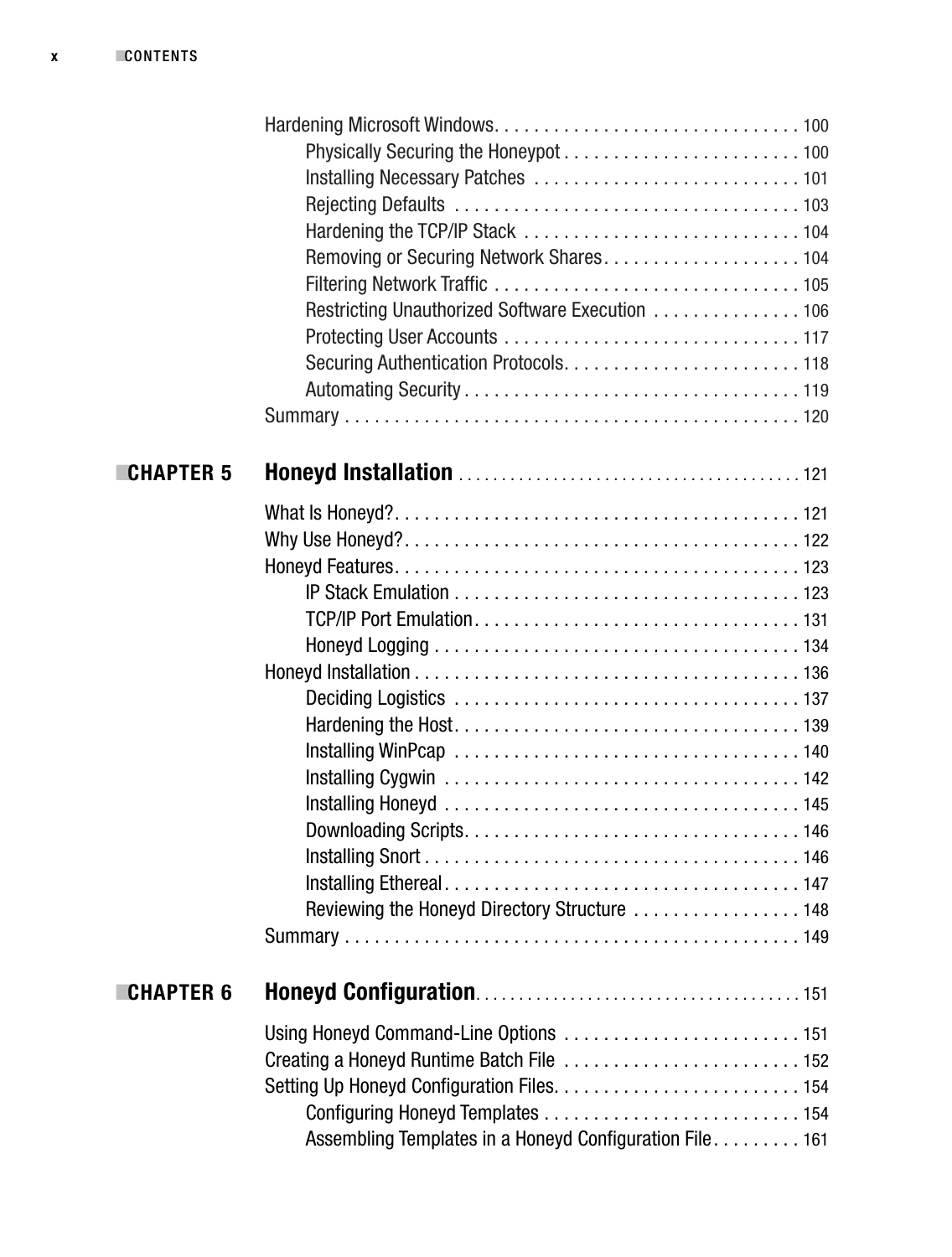Hardening Microsoft Windows . . . . . . . . . . . . . . . . . . . . . . . . . . . . . . . 100

- Physically Securing the Honeypot . . . . . . . . . . . . . . . . . . . . . . . . 100
- Installing Necessary Patches . . . . . . . . . . . . . . . . . . . . . . . . . . . 101
- Rejecting Defaults . . . . . . . . . . . . . . . . . . . . . . . . . . . . . . . . . . 103
- Hardening the TCP/IP Stack . . . . . . . . . . . . . . . . . . . . . . . . . . . 104
- Removing or Securing Network Shares . . . . . . . . . . . . . . . . . . . . 104
- Filtering Network Traffic . . . . . . . . . . . . . . . . . . . . . . . . . . . . . . 105
- Restricting Unauthorized Software Execution . . . . . . . . . . . . . . . 106
- Protecting User Accounts . . . . . . . . . . . . . . . . . . . . . . . . . . . . . 117
- Securing Authentication Protocols . . . . . . . . . . . . . . . . . . . . . . . . 118
- Automating Security . . . . . . . . . . . . . . . . . . . . . . . . . . . . . . . . . 119

Summary . . . . . . . . . . . . . . . . . . . . . . . . . . . . . . . . . . . . . . . . . . . . . 120

## CHAPTER 5 Honeyd Installation . . . . . . . . . . . . . . . . . . . . . . . . . . . . . . . . . . . . . 121

What Is Honeyd? . . . . . . . . . . . . . . . . . . . . . . . . . . . . . . . . . . . . . . . . 121

Why Use Honeyd? . . . . . . . . . . . . . . . . . . . . . . . . . . . . . . . . . . . . . . . 122

Honeyd Features . . . . . . . . . . . . . . . . . . . . . . . . . . . . . . . . . . . . . . . . 123

- IP Stack Emulation . . . . . . . . . . . . . . . . . . . . . . . . . . . . . . . . . . . 123
- TCP/IP Port Emulation . . . . . . . . . . . . . . . . . . . . . . . . . . . . . . . . 131
- Honeyd Logging . . . . . . . . . . . . . . . . . . . . . . . . . . . . . . . . . . . . . 134

Honeyd Installation . . . . . . . . . . . . . . . . . . . . . . . . . . . . . . . . . . . . . . 136

- Deciding Logistics . . . . . . . . . . . . . . . . . . . . . . . . . . . . . . . . . . . 137
- Hardening the Host . . . . . . . . . . . . . . . . . . . . . . . . . . . . . . . . . . 139
- Installing WinPcap . . . . . . . . . . . . . . . . . . . . . . . . . . . . . . . . . . . 140
- Installing Cygwin . . . . . . . . . . . . . . . . . . . . . . . . . . . . . . . . . . . . 142
- Installing Honeyd . . . . . . . . . . . . . . . . . . . . . . . . . . . . . . . . . . . . 145
- Downloading Scripts . . . . . . . . . . . . . . . . . . . . . . . . . . . . . . . . . 146
- Installing Snort . . . . . . . . . . . . . . . . . . . . . . . . . . . . . . . . . . . . . 146
- Installing Ethereal . . . . . . . . . . . . . . . . . . . . . . . . . . . . . . . . . . . 147
- Reviewing the Honeyd Directory Structure . . . . . . . . . . . . . . . . . 148

Summary . . . . . . . . . . . . . . . . . . . . . . . . . . . . . . . . . . . . . . . . . . . . . 149

## CHAPTER 6 Honeyd Configuration . . . . . . . . . . . . . . . . . . . . . . . . . . . . . . . . . . . 151

Using Honeyd Command-Line Options . . . . . . . . . . . . . . . . . . . . . . . . 151

Creating a Honeyd Runtime Batch File . . . . . . . . . . . . . . . . . . . . . . . . 152

Setting Up Honeyd Configuration Files . . . . . . . . . . . . . . . . . . . . . . . . 154

- Configuring Honeyd Templates . . . . . . . . . . . . . . . . . . . . . . . . . . 154
- Assembling Templates in a Honeyd Configuration File . . . . . . . . . 161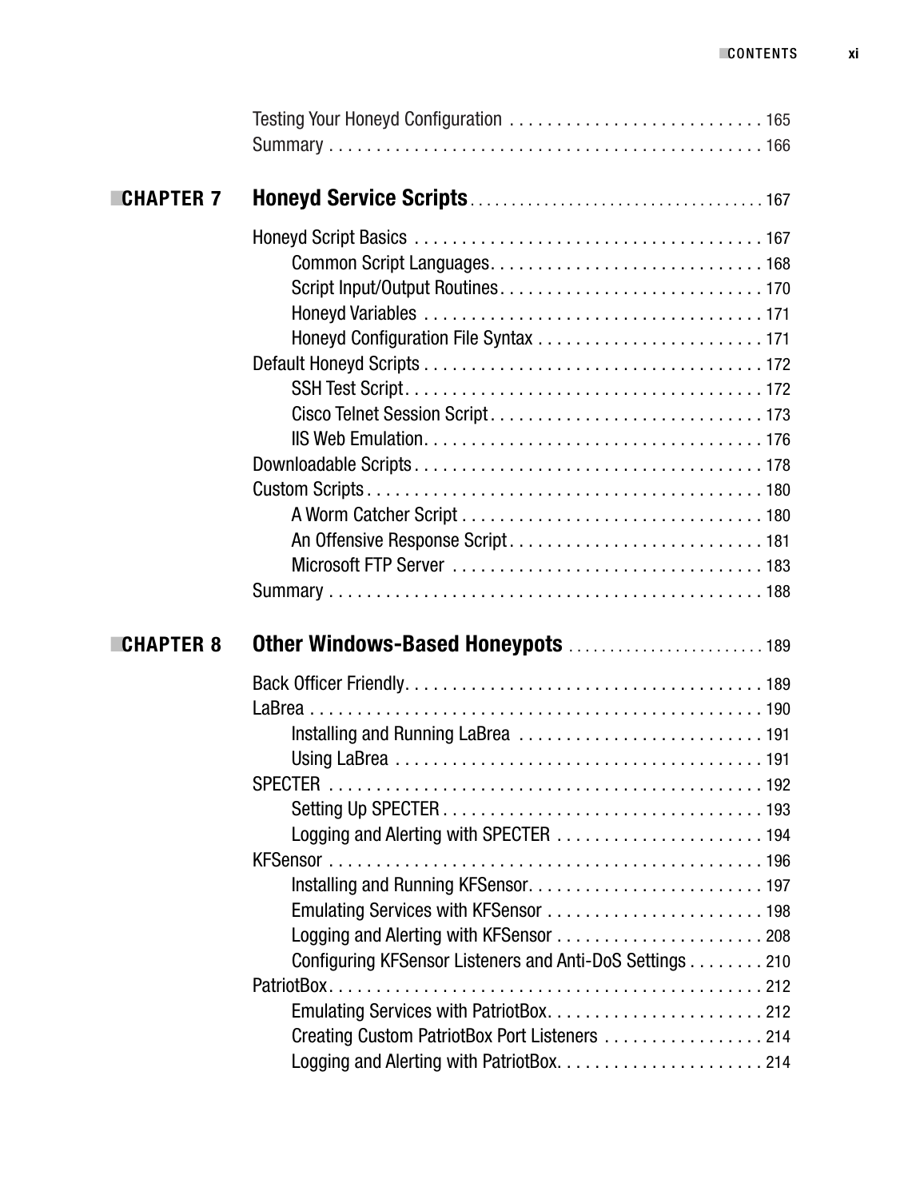- Testing Your Honeyd Configuration . . . . . . . . . . . . . . . . . . . . . . . . . . . 165
- Summary . . . . . . . . . . . . . . . . . . . . . . . . . . . . . . . . . . . . . . . . . . . . . . 166

## CHAPTER 7 Honeyd Service Scripts . . . . . . . . . . . . . . . . . . . . . . . . . . . . . . . . . . 167

- Honeyd Script Basics . . . . . . . . . . . . . . . . . . . . . . . . . . . . . . . . . . . . . 167
  - Common Script Languages . . . . . . . . . . . . . . . . . . . . . . . . . . . . . 168
  - Script Input/Output Routines . . . . . . . . . . . . . . . . . . . . . . . . . . . . 170
  - Honeyd Variables . . . . . . . . . . . . . . . . . . . . . . . . . . . . . . . . . . . . 171
  - Honeyd Configuration File Syntax . . . . . . . . . . . . . . . . . . . . . . . . 171
- Default Honeyd Scripts . . . . . . . . . . . . . . . . . . . . . . . . . . . . . . . . . . . . 172
  - SSH Test Script . . . . . . . . . . . . . . . . . . . . . . . . . . . . . . . . . . . . . . 172
  - Cisco Telnet Session Script . . . . . . . . . . . . . . . . . . . . . . . . . . . . . 173
  - IIS Web Emulation . . . . . . . . . . . . . . . . . . . . . . . . . . . . . . . . . . . . 176
- Downloadable Scripts . . . . . . . . . . . . . . . . . . . . . . . . . . . . . . . . . . . . . 178
- Custom Scripts . . . . . . . . . . . . . . . . . . . . . . . . . . . . . . . . . . . . . . . . . . 180
  - A Worm Catcher Script . . . . . . . . . . . . . . . . . . . . . . . . . . . . . . . . 180
  - An Offensive Response Script . . . . . . . . . . . . . . . . . . . . . . . . . . . 181
  - Microsoft FTP Server . . . . . . . . . . . . . . . . . . . . . . . . . . . . . . . . . 183
- Summary . . . . . . . . . . . . . . . . . . . . . . . . . . . . . . . . . . . . . . . . . . . . . . 188

## CHAPTER 8 Other Windows-Based Honeypots . . . . . . . . . . . . . . . . . . . . . . . 189

- Back Officer Friendly . . . . . . . . . . . . . . . . . . . . . . . . . . . . . . . . . . . . . 189
- LaBrea . . . . . . . . . . . . . . . . . . . . . . . . . . . . . . . . . . . . . . . . . . . . . . . . 190
  - Installing and Running LaBrea . . . . . . . . . . . . . . . . . . . . . . . . . . 191
  - Using LaBrea . . . . . . . . . . . . . . . . . . . . . . . . . . . . . . . . . . . . . . . 191
- SPECTER . . . . . . . . . . . . . . . . . . . . . . . . . . . . . . . . . . . . . . . . . . . . . . 192
  - Setting Up SPECTER . . . . . . . . . . . . . . . . . . . . . . . . . . . . . . . . . . 193
  - Logging and Alerting with SPECTER . . . . . . . . . . . . . . . . . . . . . . 194
- KFSensor . . . . . . . . . . . . . . . . . . . . . . . . . . . . . . . . . . . . . . . . . . . . . . 196
  - Installing and Running KFSensor . . . . . . . . . . . . . . . . . . . . . . . . . 197
  - Emulating Services with KFSensor . . . . . . . . . . . . . . . . . . . . . . . 198
  - Logging and Alerting with KFSensor . . . . . . . . . . . . . . . . . . . . . . 208
  - Configuring KFSensor Listeners and Anti-DoS Settings . . . . . . . . 210
- PatriotBox . . . . . . . . . . . . . . . . . . . . . . . . . . . . . . . . . . . . . . . . . . . . . 212
  - Emulating Services with PatriotBox . . . . . . . . . . . . . . . . . . . . . . . 212
  - Creating Custom PatriotBox Port Listeners . . . . . . . . . . . . . . . . . 214
  - Logging and Alerting with PatriotBox . . . . . . . . . . . . . . . . . . . . . . 214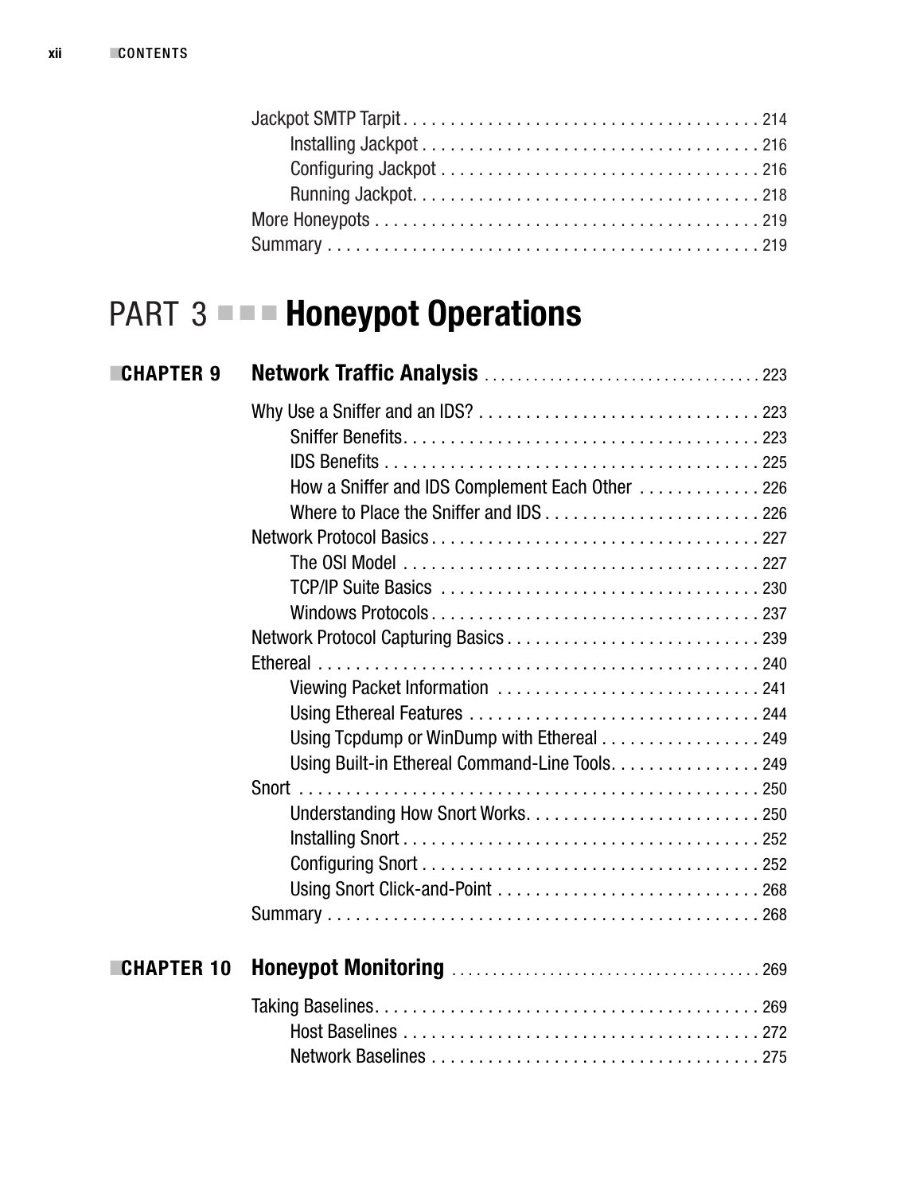Jackpot SMTP Tarpit . . . . . . . . . . . . . . . . . . . . . . . . . . . . . . . . . . . . . 214
- Installing Jackpot . . . . . . . . . . . . . . . . . . . . . . . . . . . . . . . . . . . . 216
- Configuring Jackpot . . . . . . . . . . . . . . . . . . . . . . . . . . . . . . . . . . 216
- Running Jackpot. . . . . . . . . . . . . . . . . . . . . . . . . . . . . . . . . . . . . 218

More Honeypots . . . . . . . . . . . . . . . . . . . . . . . . . . . . . . . . . . . . . . . . 219

Summary . . . . . . . . . . . . . . . . . . . . . . . . . . . . . . . . . . . . . . . . . . . . . 219

# PART 3 ■ ■ ■ Honeypot Operations

## ■CHAPTER 9 Network Traffic Analysis . . . . . . . . . . . . . . . . . . . . . . . . . . . . . . . . 223

Why Use a Sniffer and an IDS? . . . . . . . . . . . . . . . . . . . . . . . . . . . . . . 223
- Sniffer Benefits. . . . . . . . . . . . . . . . . . . . . . . . . . . . . . . . . . . . . . 223
- IDS Benefits . . . . . . . . . . . . . . . . . . . . . . . . . . . . . . . . . . . . . . . . 225
- How a Sniffer and IDS Complement Each Other . . . . . . . . . . . . . 226
- Where to Place the Sniffer and IDS . . . . . . . . . . . . . . . . . . . . . . . 226

Network Protocol Basics . . . . . . . . . . . . . . . . . . . . . . . . . . . . . . . . . . . 227
- The OSI Model . . . . . . . . . . . . . . . . . . . . . . . . . . . . . . . . . . . . . . . 227
- TCP/IP Suite Basics . . . . . . . . . . . . . . . . . . . . . . . . . . . . . . . . . . 230
- Windows Protocols . . . . . . . . . . . . . . . . . . . . . . . . . . . . . . . . . . . 237

Network Protocol Capturing Basics . . . . . . . . . . . . . . . . . . . . . . . . . . . 239

Ethereal . . . . . . . . . . . . . . . . . . . . . . . . . . . . . . . . . . . . . . . . . . . . . . . 240
- Viewing Packet Information . . . . . . . . . . . . . . . . . . . . . . . . . . . . 241
- Using Ethereal Features . . . . . . . . . . . . . . . . . . . . . . . . . . . . . . . 244
- Using Tcpdump or WinDump with Ethereal . . . . . . . . . . . . . . . . . 249
- Using Built-in Ethereal Command-Line Tools. . . . . . . . . . . . . . . . 249

Snort . . . . . . . . . . . . . . . . . . . . . . . . . . . . . . . . . . . . . . . . . . . . . . . . . 250
- Understanding How Snort Works. . . . . . . . . . . . . . . . . . . . . . . . . 250
- Installing Snort . . . . . . . . . . . . . . . . . . . . . . . . . . . . . . . . . . . . . . 252
- Configuring Snort . . . . . . . . . . . . . . . . . . . . . . . . . . . . . . . . . . . . 252
- Using Snort Click-and-Point . . . . . . . . . . . . . . . . . . . . . . . . . . . . 268

Summary . . . . . . . . . . . . . . . . . . . . . . . . . . . . . . . . . . . . . . . . . . . . . 268

## ■CHAPTER 10 Honeypot Monitoring . . . . . . . . . . . . . . . . . . . . . . . . . . . . . . . . . . . 269

Taking Baselines. . . . . . . . . . . . . . . . . . . . . . . . . . . . . . . . . . . . . . . . . 269
- Host Baselines . . . . . . . . . . . . . . . . . . . . . . . . . . . . . . . . . . . . . . 272
- Network Baselines . . . . . . . . . . . . . . . . . . . . . . . . . . . . . . . . . . . 275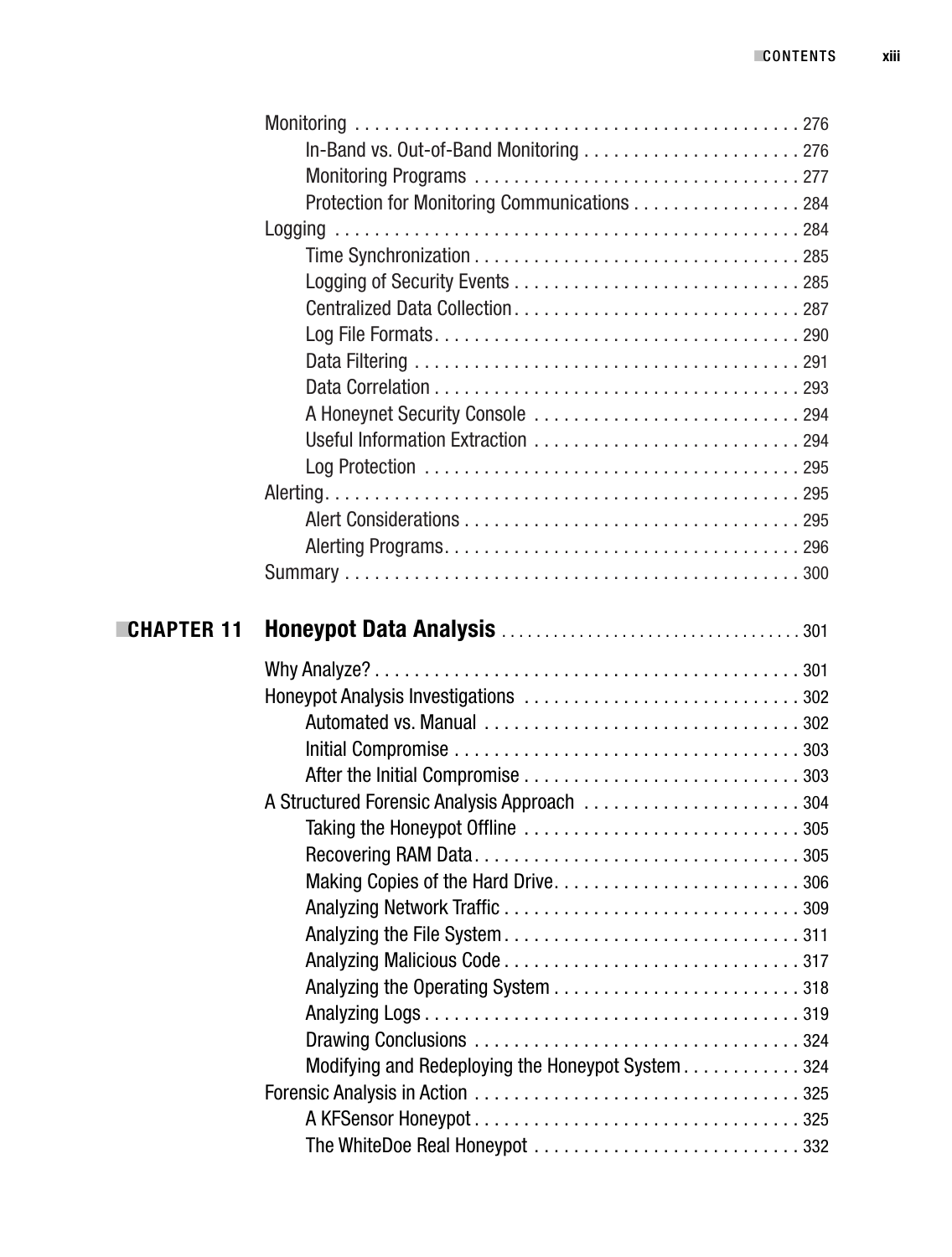- Monitoring . . . . . . . . . . 276
  - In-Band vs. Out-of-Band Monitoring . . . . . . . . . . 276
  - Monitoring Programs . . . . . . . . . . 277
  - Protection for Monitoring Communications . . . . . . . . . . 284
- Logging . . . . . . . . . . 284
  - Time Synchronization . . . . . . . . . . 285
  - Logging of Security Events . . . . . . . . . . 285
  - Centralized Data Collection . . . . . . . . . . 287
  - Log File Formats . . . . . . . . . . 290
  - Data Filtering . . . . . . . . . . 291
  - Data Correlation . . . . . . . . . . 293
  - A Honeynet Security Console . . . . . . . . . . 294
  - Useful Information Extraction . . . . . . . . . . 294
  - Log Protection . . . . . . . . . . 295
- Alerting . . . . . . . . . . 295
  - Alert Considerations . . . . . . . . . . 295
  - Alerting Programs . . . . . . . . . . 296
- Summary . . . . . . . . . . 300

## CHAPTER 11 Honeypot Data Analysis . . . . . . . . . . 301

- Why Analyze? . . . . . . . . . . 301
- Honeypot Analysis Investigations . . . . . . . . . . 302
  - Automated vs. Manual . . . . . . . . . . 302
  - Initial Compromise . . . . . . . . . . 303
  - After the Initial Compromise . . . . . . . . . . 303
- A Structured Forensic Analysis Approach . . . . . . . . . . 304
  - Taking the Honeypot Offline . . . . . . . . . . 305
  - Recovering RAM Data . . . . . . . . . . 305
  - Making Copies of the Hard Drive . . . . . . . . . . 306
  - Analyzing Network Traffic . . . . . . . . . . 309
  - Analyzing the File System . . . . . . . . . . 311
  - Analyzing Malicious Code . . . . . . . . . . 317
  - Analyzing the Operating System . . . . . . . . . . 318
  - Analyzing Logs . . . . . . . . . . 319
  - Drawing Conclusions . . . . . . . . . . 324
  - Modifying and Redeploying the Honeypot System . . . . . . . . . . 324
- Forensic Analysis in Action . . . . . . . . . . 325
  - A KFSensor Honeypot . . . . . . . . . . 325
  - The WhiteDoe Real Honeypot . . . . . . . . . . 332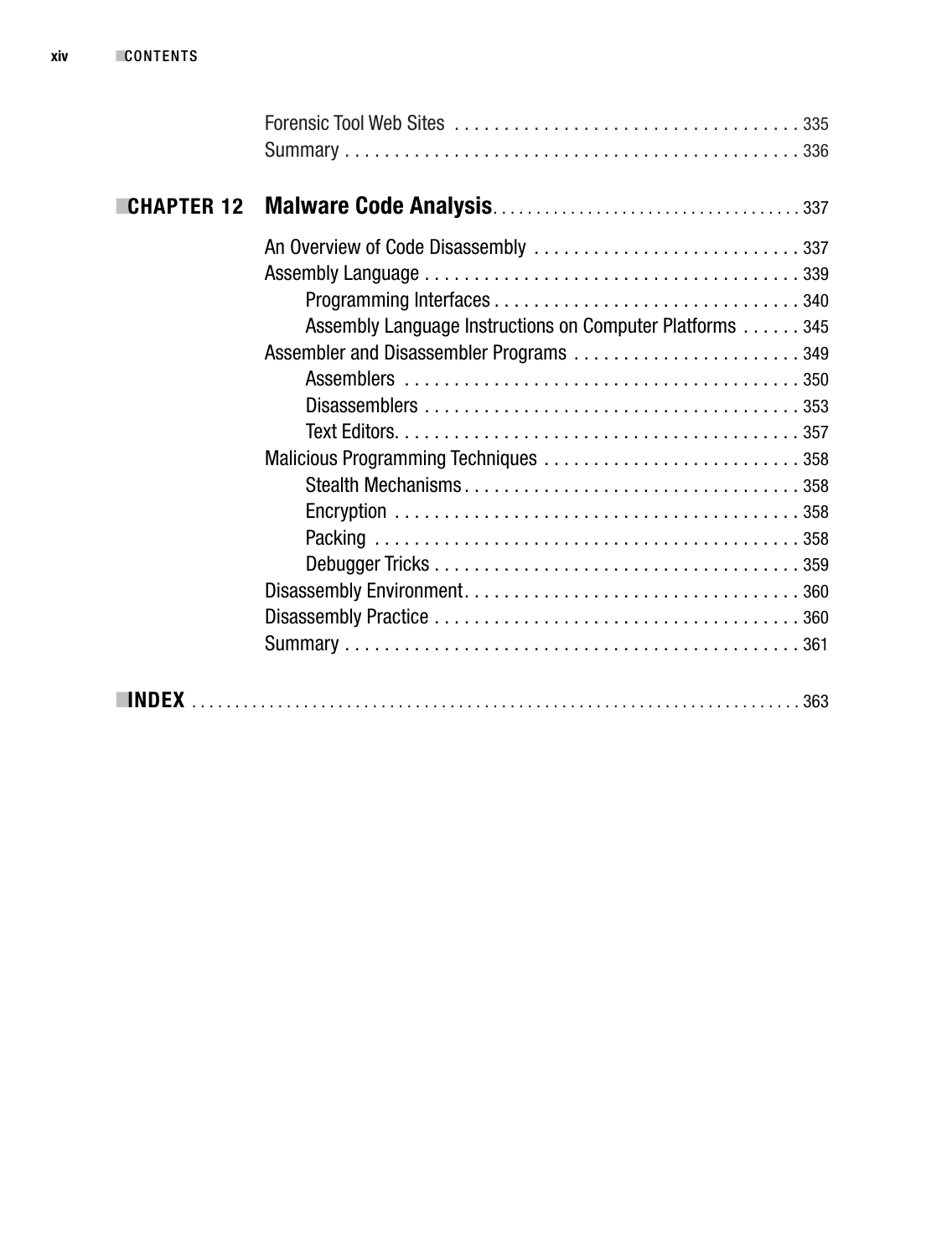Forensic Tool Web Sites . . . . . . . . . . . . . . . . . . . . . . . . . . . . . . . . . . . 335
Summary . . . . . . . . . . . . . . . . . . . . . . . . . . . . . . . . . . . . . . . . . . . . . . 336

**CHAPTER 12 Malware Code Analysis** . . . . . . . . . . . . . . . . . . . . . . . . . . . . . . . . . . 337

An Overview of Code Disassembly . . . . . . . . . . . . . . . . . . . . . . . . . . . 337
Assembly Language . . . . . . . . . . . . . . . . . . . . . . . . . . . . . . . . . . . . . . 339
    Programming Interfaces . . . . . . . . . . . . . . . . . . . . . . . . . . . . . . . 340
    Assembly Language Instructions on Computer Platforms . . . . . . 345
Assembler and Disassembler Programs . . . . . . . . . . . . . . . . . . . . . . . 349
    Assemblers . . . . . . . . . . . . . . . . . . . . . . . . . . . . . . . . . . . . . . . . 350
    Disassemblers . . . . . . . . . . . . . . . . . . . . . . . . . . . . . . . . . . . . . . 353
    Text Editors. . . . . . . . . . . . . . . . . . . . . . . . . . . . . . . . . . . . . . . . . 357
Malicious Programming Techniques . . . . . . . . . . . . . . . . . . . . . . . . . . 358
    Stealth Mechanisms . . . . . . . . . . . . . . . . . . . . . . . . . . . . . . . . . . 358
    Encryption . . . . . . . . . . . . . . . . . . . . . . . . . . . . . . . . . . . . . . . . . 358
    Packing . . . . . . . . . . . . . . . . . . . . . . . . . . . . . . . . . . . . . . . . . . . 358
    Debugger Tricks . . . . . . . . . . . . . . . . . . . . . . . . . . . . . . . . . . . . . 359
Disassembly Environment. . . . . . . . . . . . . . . . . . . . . . . . . . . . . . . . . . 360
Disassembly Practice . . . . . . . . . . . . . . . . . . . . . . . . . . . . . . . . . . . . . 360
Summary . . . . . . . . . . . . . . . . . . . . . . . . . . . . . . . . . . . . . . . . . . . . . . 361

**INDEX** . . . . . . . . . . . . . . . . . . . . . . . . . . . . . . . . . . . . . . . . . . . . . . . . . . . . . . . . . . . . . 363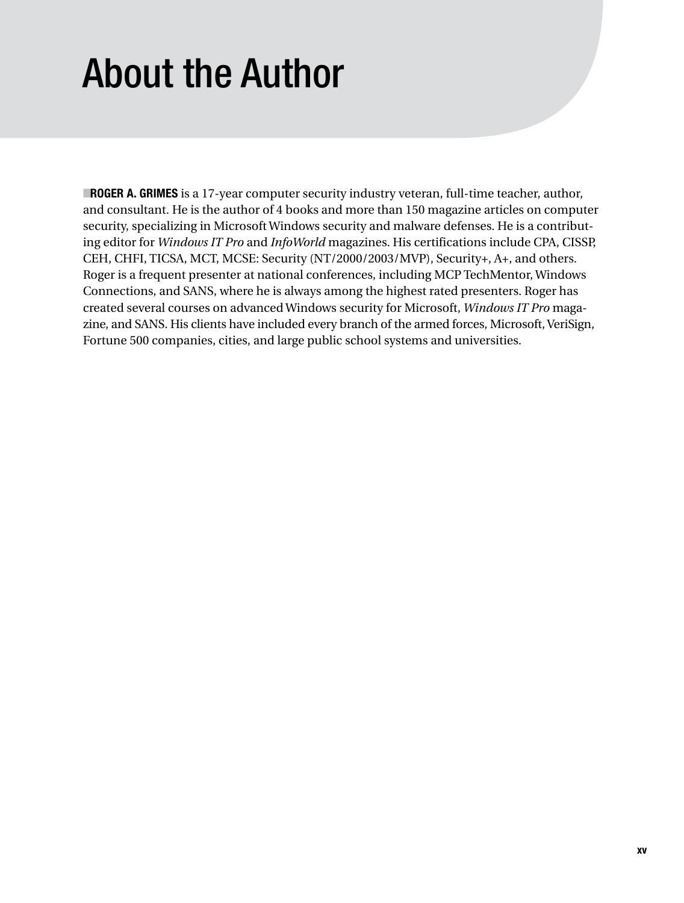# About the Author

**ROGER A. GRIMES** is a 17-year computer security industry veteran, full-time teacher, author, and consultant. He is the author of 4 books and more than 150 magazine articles on computer security, specializing in Microsoft Windows security and malware defenses. He is a contributing editor for *Windows IT Pro* and *InfoWorld* magazines. His certifications include CPA, CISSP, CEH, CHFI, TICSA, MCT, MCSE: Security (NT/2000/2003/MVP), Security+, A+, and others. Roger is a frequent presenter at national conferences, including MCP TechMentor, Windows Connections, and SANS, where he is always among the highest rated presenters. Roger has created several courses on advanced Windows security for Microsoft, *Windows IT Pro* magazine, and SANS. His clients have included every branch of the armed forces, Microsoft, VeriSign, Fortune 500 companies, cities, and large public school systems and universities.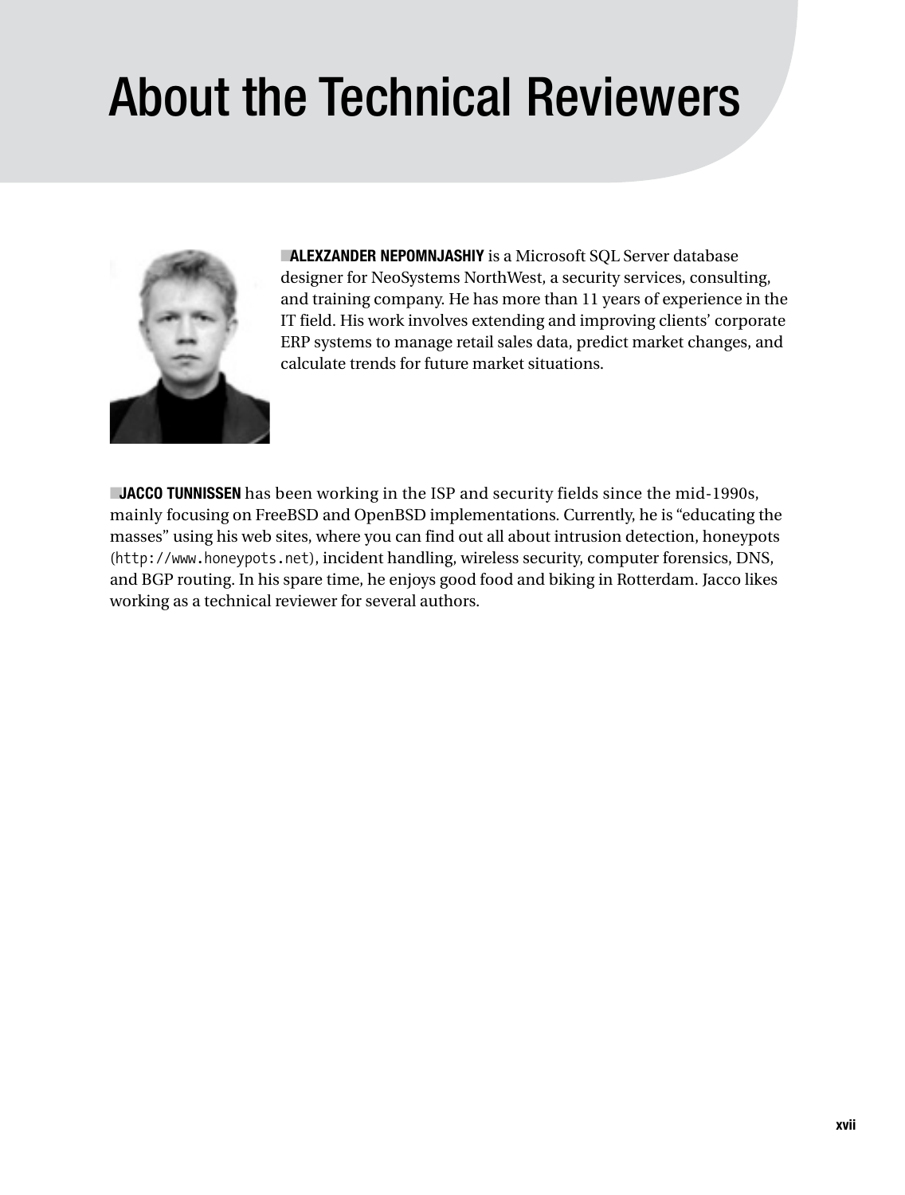# About the Technical Reviewers

**ALEXZANDER NEPOMNJASHIY** is a Microsoft SQL Server database designer for NeoSystems NorthWest, a security services, consulting, and training company. He has more than 11 years of experience in the IT field. His work involves extending and improving clients' corporate ERP systems to manage retail sales data, predict market changes, and calculate trends for future market situations.

**JACCO TUNNISSEN** has been working in the ISP and security fields since the mid-1990s, mainly focusing on FreeBSD and OpenBSD implementations. Currently, he is "educating the masses" using his web sites, where you can find out all about intrusion detection, honeypots (`http://www.honeypots.net`), incident handling, wireless security, computer forensics, DNS, and BGP routing. In his spare time, he enjoys good food and biking in Rotterdam. Jacco likes working as a technical reviewer for several authors.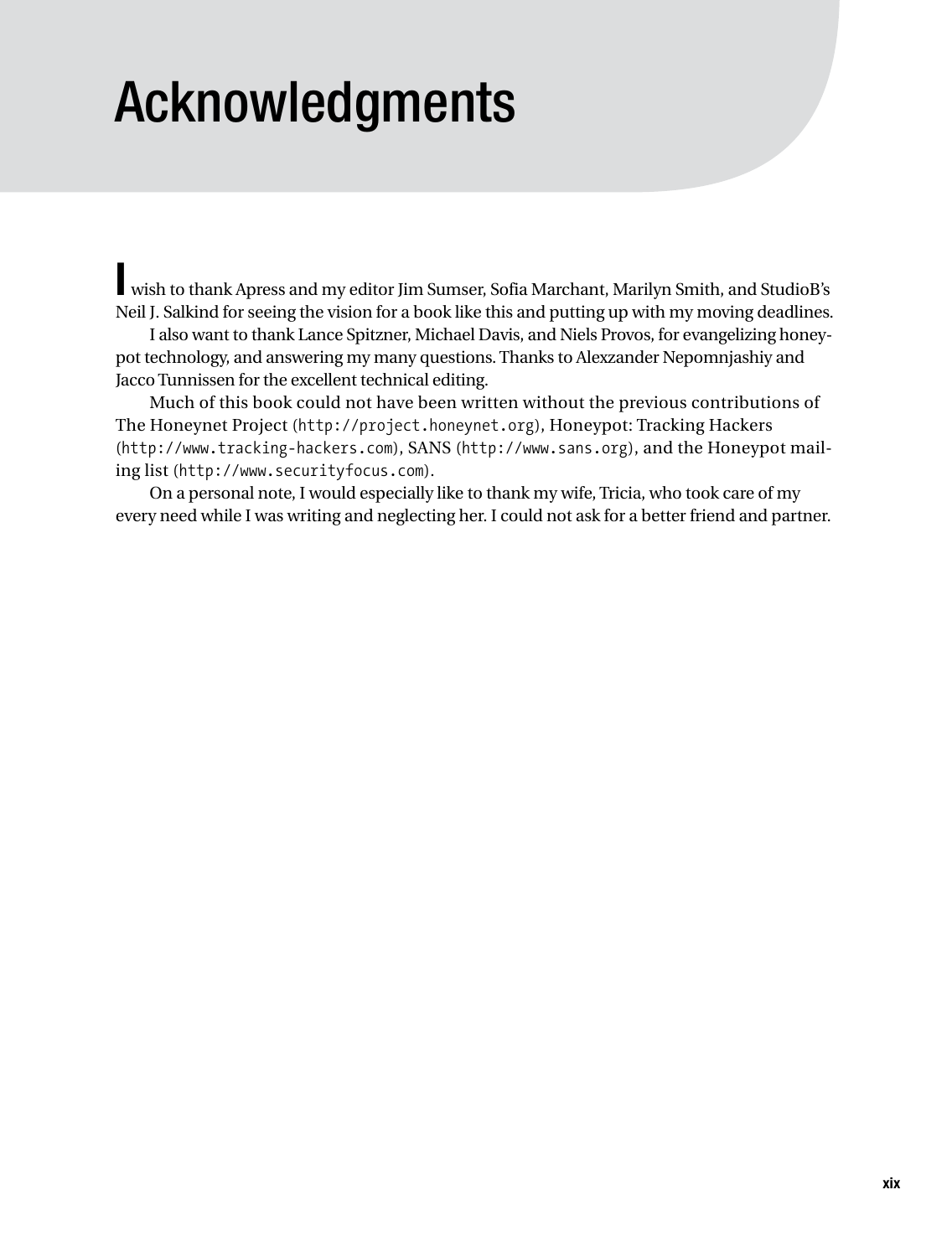# Acknowledgments

I wish to thank Apress and my editor Jim Sumser, Sofia Marchant, Marilyn Smith, and StudioB's Neil J. Salkind for seeing the vision for a book like this and putting up with my moving deadlines.

I also want to thank Lance Spitzner, Michael Davis, and Niels Provos, for evangelizing honeypot technology, and answering my many questions. Thanks to Alexzander Nepomnjashiy and Jacco Tunnissen for the excellent technical editing.

Much of this book could not have been written without the previous contributions of The Honeynet Project (http://project.honeynet.org), Honeypot: Tracking Hackers (http://www.tracking-hackers.com), SANS (http://www.sans.org), and the Honeypot mailing list (http://www.securityfocus.com).

On a personal note, I would especially like to thank my wife, Tricia, who took care of my every need while I was writing and neglecting her. I could not ask for a better friend and partner.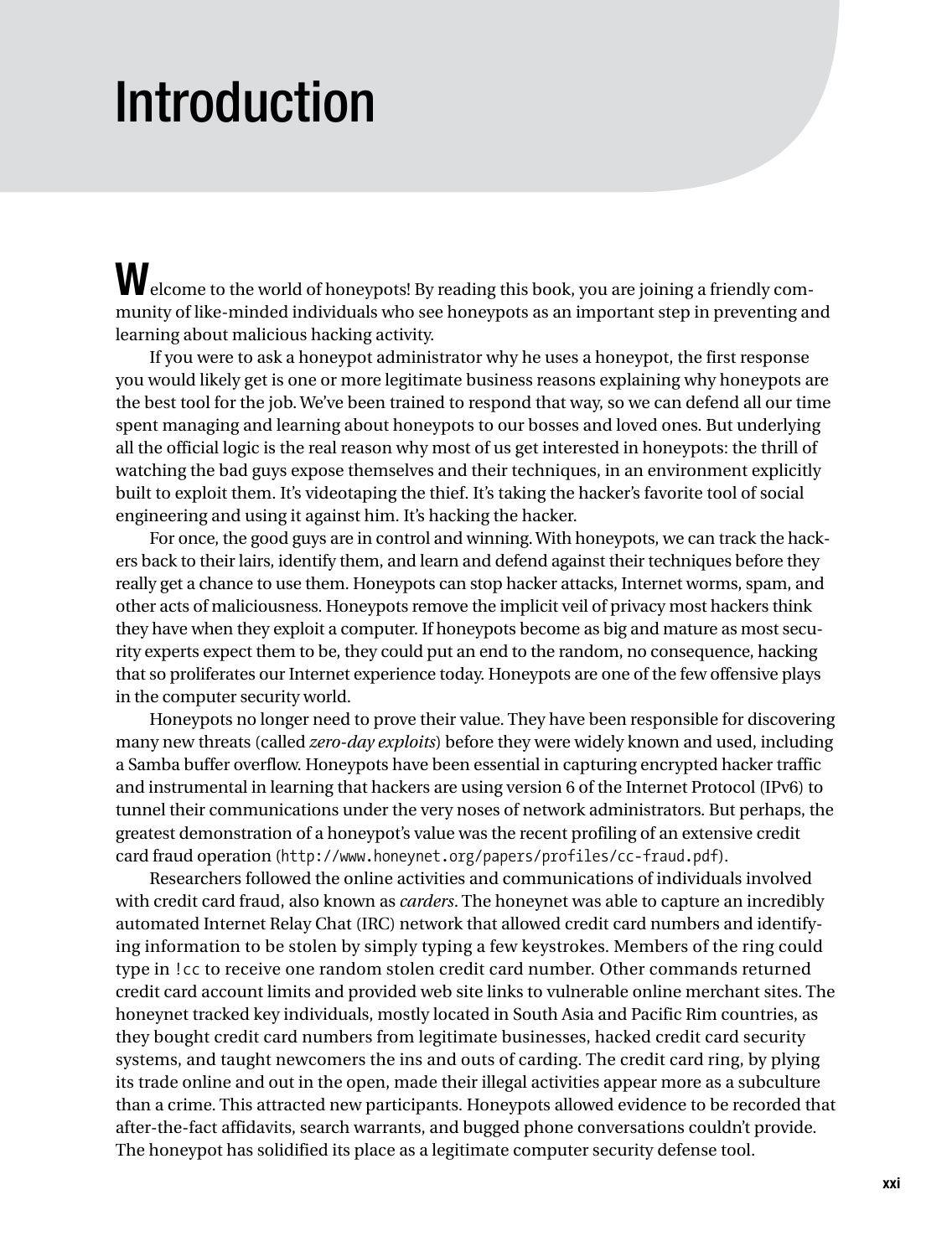# Introduction

Welcome to the world of honeypots! By reading this book, you are joining a friendly community of like-minded individuals who see honeypots as an important step in preventing and learning about malicious hacking activity.

If you were to ask a honeypot administrator why he uses a honeypot, the first response you would likely get is one or more legitimate business reasons explaining why honeypots are the best tool for the job. We've been trained to respond that way, so we can defend all our time spent managing and learning about honeypots to our bosses and loved ones. But underlying all the official logic is the real reason why most of us get interested in honeypots: the thrill of watching the bad guys expose themselves and their techniques, in an environment explicitly built to exploit them. It's videotaping the thief. It's taking the hacker's favorite tool of social engineering and using it against him. It's hacking the hacker.

For once, the good guys are in control and winning. With honeypots, we can track the hackers back to their lairs, identify them, and learn and defend against their techniques before they really get a chance to use them. Honeypots can stop hacker attacks, Internet worms, spam, and other acts of maliciousness. Honeypots remove the implicit veil of privacy most hackers think they have when they exploit a computer. If honeypots become as big and mature as most security experts expect them to be, they could put an end to the random, no consequence, hacking that so proliferates our Internet experience today. Honeypots are one of the few offensive plays in the computer security world.

Honeypots no longer need to prove their value. They have been responsible for discovering many new threats (called *zero-day exploits*) before they were widely known and used, including a Samba buffer overflow. Honeypots have been essential in capturing encrypted hacker traffic and instrumental in learning that hackers are using version 6 of the Internet Protocol (IPv6) to tunnel their communications under the very noses of network administrators. But perhaps, the greatest demonstration of a honeypot's value was the recent profiling of an extensive credit card fraud operation (`http://www.honeynet.org/papers/profiles/cc-fraud.pdf`).

Researchers followed the online activities and communications of individuals involved with credit card fraud, also known as *carders*. The honeynet was able to capture an incredibly automated Internet Relay Chat (IRC) network that allowed credit card numbers and identifying information to be stolen by simply typing a few keystrokes. Members of the ring could type in `!cc` to receive one random stolen credit card number. Other commands returned credit card account limits and provided web site links to vulnerable online merchant sites. The honeynet tracked key individuals, mostly located in South Asia and Pacific Rim countries, as they bought credit card numbers from legitimate businesses, hacked credit card security systems, and taught newcomers the ins and outs of carding. The credit card ring, by plying its trade online and out in the open, made their illegal activities appear more as a subculture than a crime. This attracted new participants. Honeypots allowed evidence to be recorded that after-the-fact affidavits, search warrants, and bugged phone conversations couldn't provide. The honeypot has solidified its place as a legitimate computer security defense tool.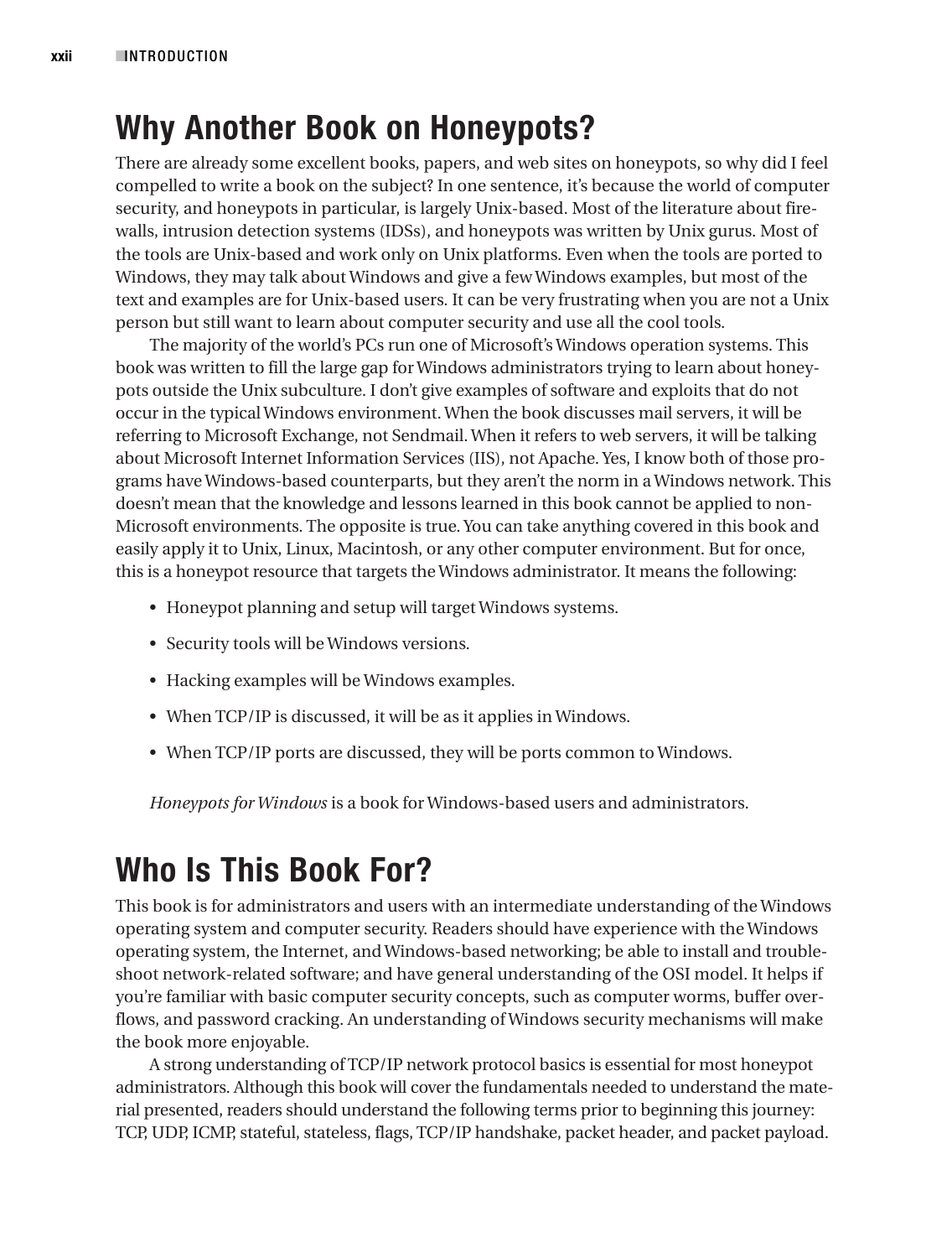## Why Another Book on Honeypots?

There are already some excellent books, papers, and web sites on honeypots, so why did I feel compelled to write a book on the subject? In one sentence, it's because the world of computer security, and honeypots in particular, is largely Unix-based. Most of the literature about firewalls, intrusion detection systems (IDSs), and honeypots was written by Unix gurus. Most of the tools are Unix-based and work only on Unix platforms. Even when the tools are ported to Windows, they may talk about Windows and give a few Windows examples, but most of the text and examples are for Unix-based users. It can be very frustrating when you are not a Unix person but still want to learn about computer security and use all the cool tools.

The majority of the world's PCs run one of Microsoft's Windows operation systems. This book was written to fill the large gap for Windows administrators trying to learn about honeypots outside the Unix subculture. I don't give examples of software and exploits that do not occur in the typical Windows environment. When the book discusses mail servers, it will be referring to Microsoft Exchange, not Sendmail. When it refers to web servers, it will be talking about Microsoft Internet Information Services (IIS), not Apache. Yes, I know both of those programs have Windows-based counterparts, but they aren't the norm in a Windows network. This doesn't mean that the knowledge and lessons learned in this book cannot be applied to non-Microsoft environments. The opposite is true. You can take anything covered in this book and easily apply it to Unix, Linux, Macintosh, or any other computer environment. But for once, this is a honeypot resource that targets the Windows administrator. It means the following:

- Honeypot planning and setup will target Windows systems.
- Security tools will be Windows versions.
- Hacking examples will be Windows examples.
- When TCP/IP is discussed, it will be as it applies in Windows.
- When TCP/IP ports are discussed, they will be ports common to Windows.

*Honeypots for Windows* is a book for Windows-based users and administrators.

## Who Is This Book For?

This book is for administrators and users with an intermediate understanding of the Windows operating system and computer security. Readers should have experience with the Windows operating system, the Internet, and Windows-based networking; be able to install and troubleshoot network-related software; and have general understanding of the OSI model. It helps if you're familiar with basic computer security concepts, such as computer worms, buffer overflows, and password cracking. An understanding of Windows security mechanisms will make the book more enjoyable.

A strong understanding of TCP/IP network protocol basics is essential for most honeypot administrators. Although this book will cover the fundamentals needed to understand the material presented, readers should understand the following terms prior to beginning this journey: TCP, UDP, ICMP, stateful, stateless, flags, TCP/IP handshake, packet header, and packet payload.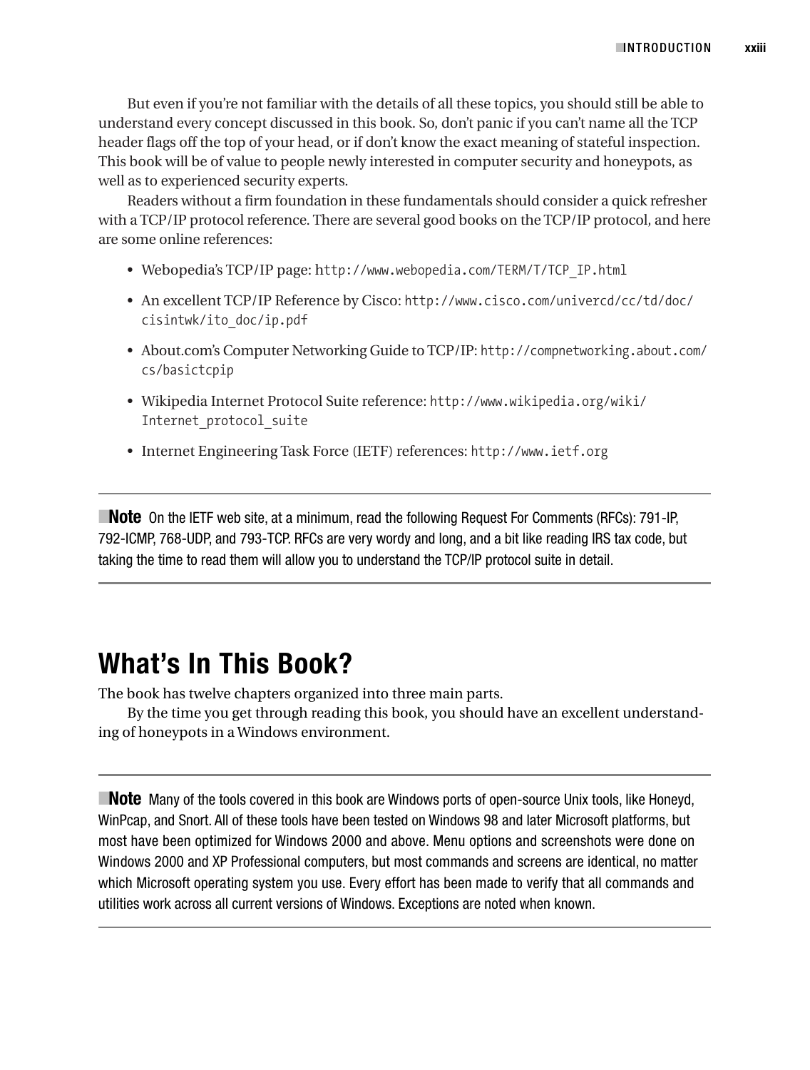But even if you're not familiar with the details of all these topics, you should still be able to understand every concept discussed in this book. So, don't panic if you can't name all the TCP header flags off the top of your head, or if don't know the exact meaning of stateful inspection. This book will be of value to people newly interested in computer security and honeypots, as well as to experienced security experts.

Readers without a firm foundation in these fundamentals should consider a quick refresher with a TCP/IP protocol reference. There are several good books on the TCP/IP protocol, and here are some online references:

- Webopedia's TCP/IP page: `http://www.webopedia.com/TERM/T/TCP_IP.html`
- An excellent TCP/IP Reference by Cisco: `http://www.cisco.com/univercd/cc/td/doc/cisintwk/ito_doc/ip.pdf`
- About.com's Computer Networking Guide to TCP/IP: `http://compnetworking.about.com/cs/basictcpip`
- Wikipedia Internet Protocol Suite reference: `http://www.wikipedia.org/wiki/Internet_protocol_suite`
- Internet Engineering Task Force (IETF) references: `http://www.ietf.org`

---

**Note** On the IETF web site, at a minimum, read the following Request For Comments (RFCs): 791-IP, 792-ICMP, 768-UDP, and 793-TCP. RFCs are very wordy and long, and a bit like reading IRS tax code, but taking the time to read them will allow you to understand the TCP/IP protocol suite in detail.

---

## What's In This Book?

The book has twelve chapters organized into three main parts.

By the time you get through reading this book, you should have an excellent understanding of honeypots in a Windows environment.

---

**Note** Many of the tools covered in this book are Windows ports of open-source Unix tools, like Honeyd, WinPcap, and Snort. All of these tools have been tested on Windows 98 and later Microsoft platforms, but most have been optimized for Windows 2000 and above. Menu options and screenshots were done on Windows 2000 and XP Professional computers, but most commands and screens are identical, no matter which Microsoft operating system you use. Every effort has been made to verify that all commands and utilities work across all current versions of Windows. Exceptions are noted when known.

---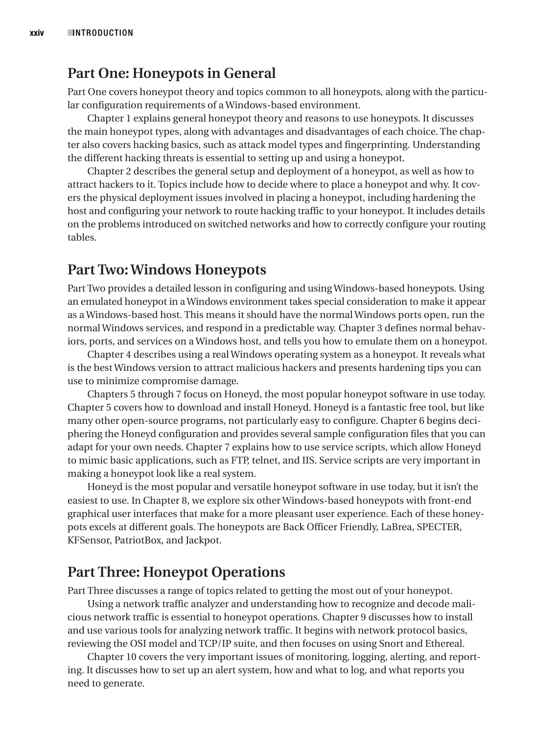## Part One: Honeypots in General

Part One covers honeypot theory and topics common to all honeypots, along with the particular configuration requirements of a Windows-based environment.

Chapter 1 explains general honeypot theory and reasons to use honeypots. It discusses the main honeypot types, along with advantages and disadvantages of each choice. The chapter also covers hacking basics, such as attack model types and fingerprinting. Understanding the different hacking threats is essential to setting up and using a honeypot.

Chapter 2 describes the general setup and deployment of a honeypot, as well as how to attract hackers to it. Topics include how to decide where to place a honeypot and why. It covers the physical deployment issues involved in placing a honeypot, including hardening the host and configuring your network to route hacking traffic to your honeypot. It includes details on the problems introduced on switched networks and how to correctly configure your routing tables.

## Part Two: Windows Honeypots

Part Two provides a detailed lesson in configuring and using Windows-based honeypots. Using an emulated honeypot in a Windows environment takes special consideration to make it appear as a Windows-based host. This means it should have the normal Windows ports open, run the normal Windows services, and respond in a predictable way. Chapter 3 defines normal behaviors, ports, and services on a Windows host, and tells you how to emulate them on a honeypot.

Chapter 4 describes using a real Windows operating system as a honeypot. It reveals what is the best Windows version to attract malicious hackers and presents hardening tips you can use to minimize compromise damage.

Chapters 5 through 7 focus on Honeyd, the most popular honeypot software in use today. Chapter 5 covers how to download and install Honeyd. Honeyd is a fantastic free tool, but like many other open-source programs, not particularly easy to configure. Chapter 6 begins deciphering the Honeyd configuration and provides several sample configuration files that you can adapt for your own needs. Chapter 7 explains how to use service scripts, which allow Honeyd to mimic basic applications, such as FTP, telnet, and IIS. Service scripts are very important in making a honeypot look like a real system.

Honeyd is the most popular and versatile honeypot software in use today, but it isn't the easiest to use. In Chapter 8, we explore six other Windows-based honeypots with front-end graphical user interfaces that make for a more pleasant user experience. Each of these honeypots excels at different goals. The honeypots are Back Officer Friendly, LaBrea, SPECTER, KFSensor, PatriotBox, and Jackpot.

## Part Three: Honeypot Operations

Part Three discusses a range of topics related to getting the most out of your honeypot.

Using a network traffic analyzer and understanding how to recognize and decode malicious network traffic is essential to honeypot operations. Chapter 9 discusses how to install and use various tools for analyzing network traffic. It begins with network protocol basics, reviewing the OSI model and TCP/IP suite, and then focuses on using Snort and Ethereal.

Chapter 10 covers the very important issues of monitoring, logging, alerting, and reporting. It discusses how to set up an alert system, how and what to log, and what reports you need to generate.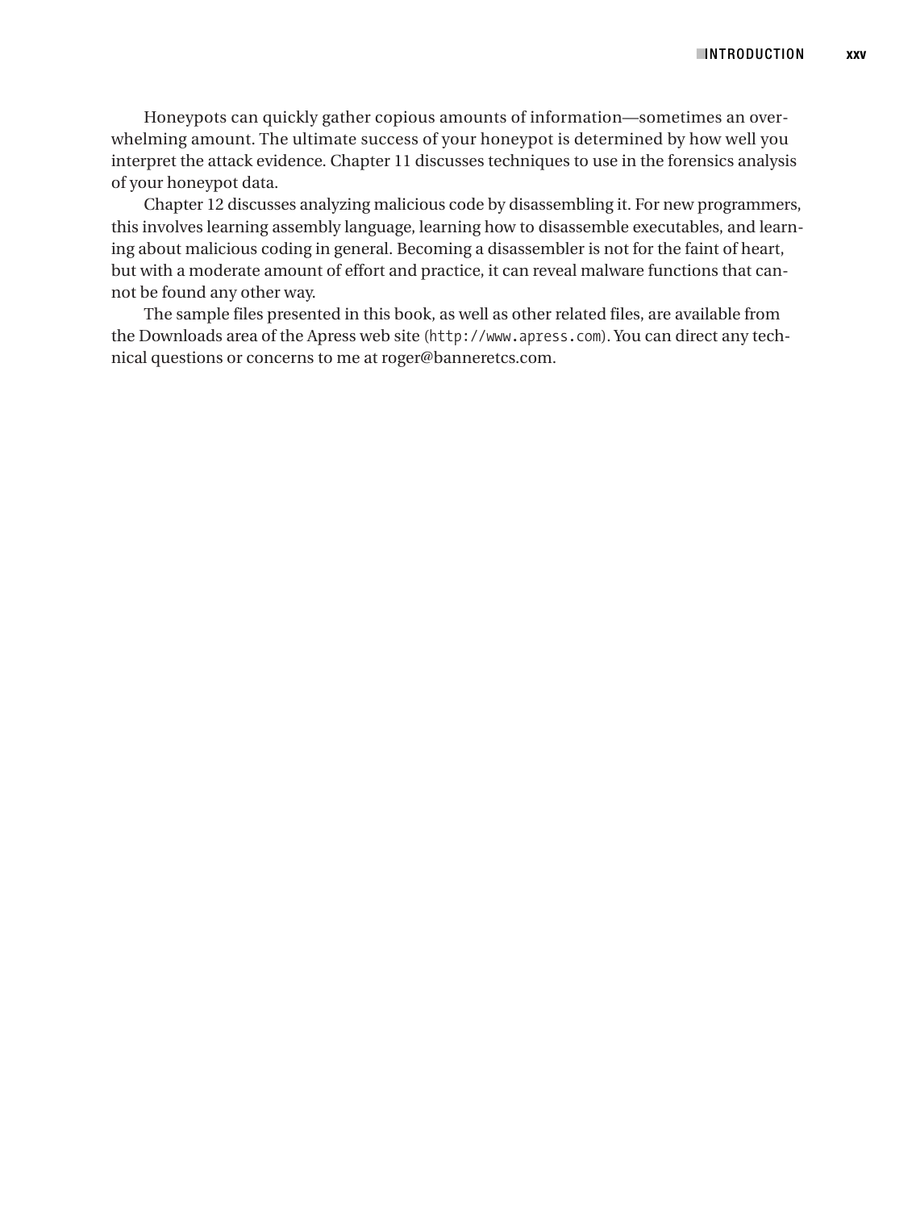Honeypots can quickly gather copious amounts of information—sometimes an overwhelming amount. The ultimate success of your honeypot is determined by how well you interpret the attack evidence. Chapter 11 discusses techniques to use in the forensics analysis of your honeypot data.

Chapter 12 discusses analyzing malicious code by disassembling it. For new programmers, this involves learning assembly language, learning how to disassemble executables, and learning about malicious coding in general. Becoming a disassembler is not for the faint of heart, but with a moderate amount of effort and practice, it can reveal malware functions that cannot be found any other way.

The sample files presented in this book, as well as other related files, are available from the Downloads area of the Apress web site (`http://www.apress.com`). You can direct any technical questions or concerns to me at roger@banneretcs.com.